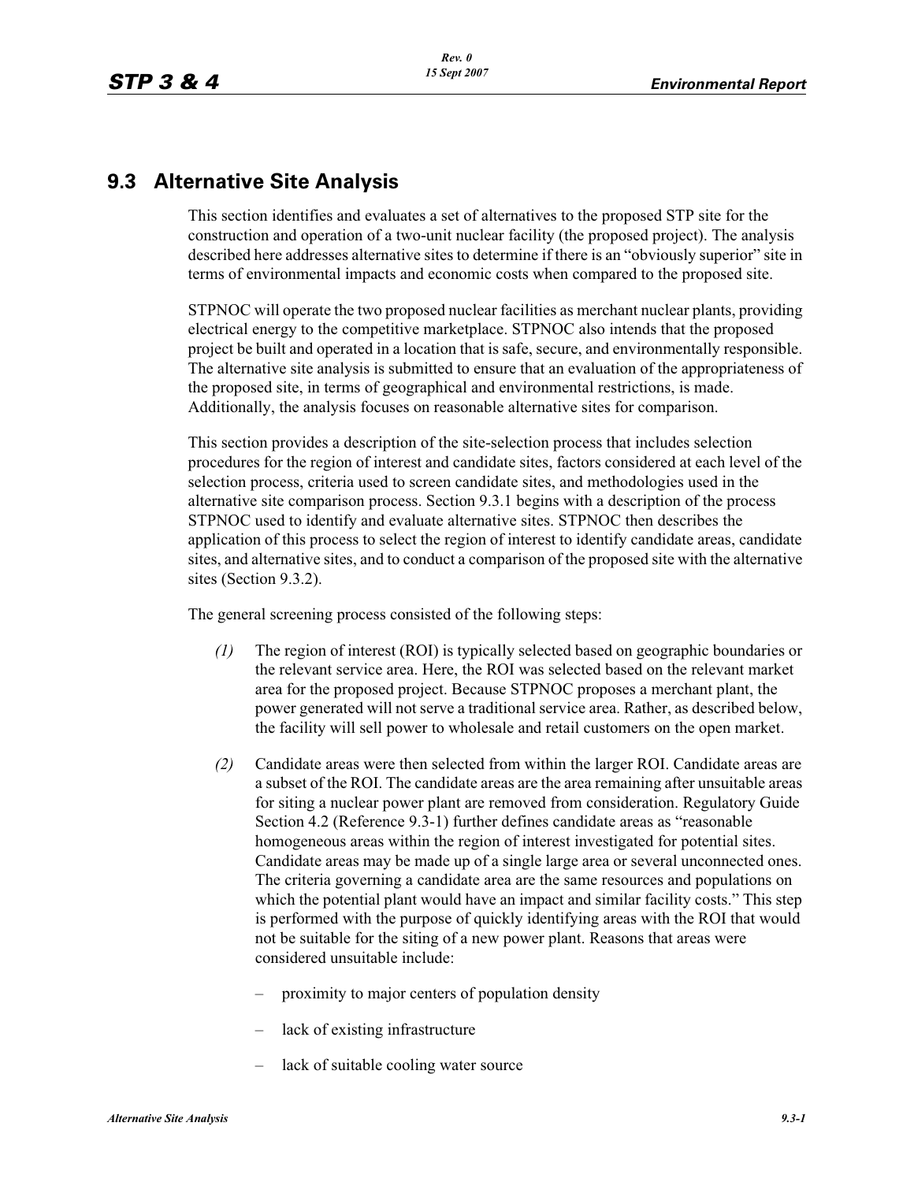## 9.3 Alternative Site Analysis

This section identifies and evaluates a set of alternatives to the proposed STP site for the construction and operation of a two-unit nuclear facility (the proposed project). The analysis described here addresses alternative sites to determine if there is an "obviously superior" site in terms of environmental impacts and economic costs when compared to the proposed site.

STPNOC will operate the two proposed nuclear facilities as merchant nuclear plants, providing electrical energy to the competitive marketplace. STPNOC also intends that the proposed project be built and operated in a location that is safe, secure, and environmentally responsible. The alternative site analysis is submitted to ensure that an evaluation of the appropriateness of the proposed site, in terms of geographical and environmental restrictions, is made. Additionally, the analysis focuses on reasonable alternative sites for comparison.

This section provides a description of the site-selection process that includes selection procedures for the region of interest and candidate sites, factors considered at each level of the selection process, criteria used to screen candidate sites, and methodologies used in the alternative site comparison process. Section 9.3.1 begins with a description of the process STPNOC used to identify and evaluate alternative sites. STPNOC then describes the application of this process to select the region of interest to identify candidate areas, candidate sites, and alternative sites, and to conduct a comparison of the proposed site with the alternative sites (Section 9.3.2).

The general screening process consisted of the following steps:

*(1)* The region of interest (ROI) is typically selected based on geographic boundaries or the relevant service area. Here, the ROI was selected based on the relevant market area for the proposed project. Because STPNOC proposes a merchant plant, the power generated will not serve a traditional service area. Rather, as described below, the facility will sell power to wholesale and retail customers on the open market.

*(2)* Candidate areas were then selected from within the larger ROI. Candidate areas are a subset of the ROI. The candidate areas are the area remaining after unsuitable areas for siting a nuclear power plant are removed from consideration. Regulatory Guide Section 4.2 (Reference 9.3-1) further defines candidate areas as "reasonable homogeneous areas within the region of interest investigated for potential sites. Candidate areas may be made up of a single large area or several unconnected ones. The criteria governing a candidate area are the same resources and populations on which the potential plant would have an impact and similar facility costs." This step is performed with the purpose of quickly identifying areas with the ROI that would not be suitable for the siting of a new power plant. Reasons that areas were considered unsuitable include:

- proximity to major centers of population density
- lack of existing infrastructure
- lack of suitable cooling water source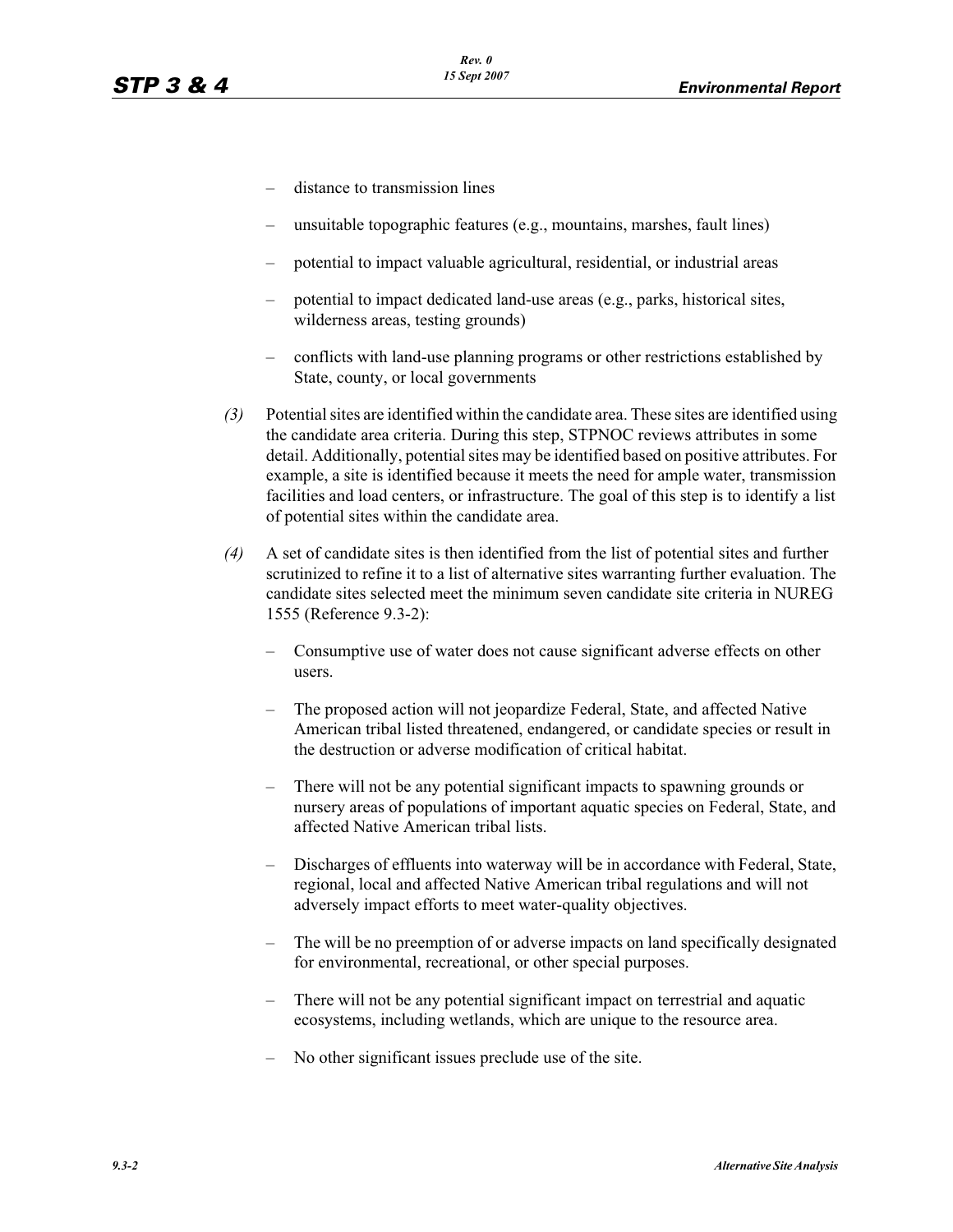- distance to transmission lines
- unsuitable topographic features (e.g., mountains, marshes, fault lines)
- potential to impact valuable agricultural, residential, or industrial areas
- potential to impact dedicated land-use areas (e.g., parks, historical sites, wilderness areas, testing grounds)
- conflicts with land-use planning programs or other restrictions established by State, county, or local governments

*(3)* Potential sites are identified within the candidate area. These sites are identified using the candidate area criteria. During this step, STPNOC reviews attributes in some detail. Additionally, potential sites may be identified based on positive attributes. For example, a site is identified because it meets the need for ample water, transmission facilities and load centers, or infrastructure. The goal of this step is to identify a list of potential sites within the candidate area.

*(4)* A set of candidate sites is then identified from the list of potential sites and further scrutinized to refine it to a list of alternative sites warranting further evaluation. The candidate sites selected meet the minimum seven candidate site criteria in NUREG 1555 (Reference 9.3-2):

- Consumptive use of water does not cause significant adverse effects on other users.
- The proposed action will not jeopardize Federal, State, and affected Native American tribal listed threatened, endangered, or candidate species or result in the destruction or adverse modification of critical habitat.
- There will not be any potential significant impacts to spawning grounds or nursery areas of populations of important aquatic species on Federal, State, and affected Native American tribal lists.
- Discharges of effluents into waterway will be in accordance with Federal, State, regional, local and affected Native American tribal regulations and will not adversely impact efforts to meet water-quality objectives.
- The will be no preemption of or adverse impacts on land specifically designated for environmental, recreational, or other special purposes.
- There will not be any potential significant impact on terrestrial and aquatic ecosystems, including wetlands, which are unique to the resource area.
- No other significant issues preclude use of the site.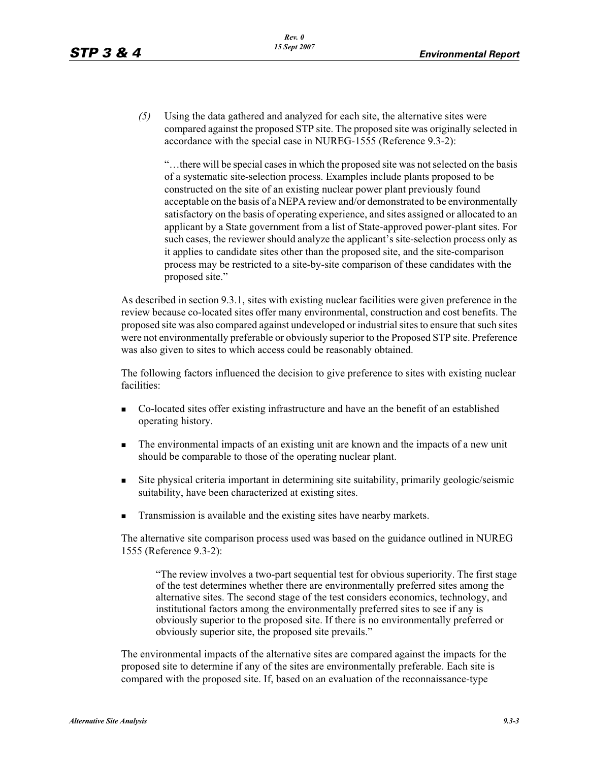*(5)* Using the data gathered and analyzed for each site, the alternative sites were compared against the proposed STP site. The proposed site was originally selected in accordance with the special case in NUREG-1555 (Reference 9.3-2):

> "…there will be special cases in which the proposed site was not selected on the basis of a systematic site-selection process. Examples include plants proposed to be constructed on the site of an existing nuclear power plant previously found acceptable on the basis of a NEPA review and/or demonstrated to be environmentally satisfactory on the basis of operating experience, and sites assigned or allocated to an applicant by a State government from a list of State-approved power-plant sites. For such cases, the reviewer should analyze the applicant's site-selection process only as it applies to candidate sites other than the proposed site, and the site-comparison process may be restricted to a site-by-site comparison of these candidates with the proposed site."

As described in section 9.3.1, sites with existing nuclear facilities were given preference in the review because co-located sites offer many environmental, construction and cost benefits. The proposed site was also compared against undeveloped or industrial sites to ensure that such sites were not environmentally preferable or obviously superior to the Proposed STP site. Preference was also given to sites to which access could be reasonably obtained.

The following factors influenced the decision to give preference to sites with existing nuclear facilities:

- Co-located sites offer existing infrastructure and have an the benefit of an established operating history.
- The environmental impacts of an existing unit are known and the impacts of a new unit should be comparable to those of the operating nuclear plant.
- Site physical criteria important in determining site suitability, primarily geologic/seismic suitability, have been characterized at existing sites.
- Transmission is available and the existing sites have nearby markets.

The alternative site comparison process used was based on the guidance outlined in NUREG 1555 (Reference 9.3-2):

> "The review involves a two-part sequential test for obvious superiority. The first stage of the test determines whether there are environmentally preferred sites among the alternative sites. The second stage of the test considers economics, technology, and institutional factors among the environmentally preferred sites to see if any is obviously superior to the proposed site. If there is no environmentally preferred or obviously superior site, the proposed site prevails."

The environmental impacts of the alternative sites are compared against the impacts for the proposed site to determine if any of the sites are environmentally preferable. Each site is compared with the proposed site. If, based on an evaluation of the reconnaissance-type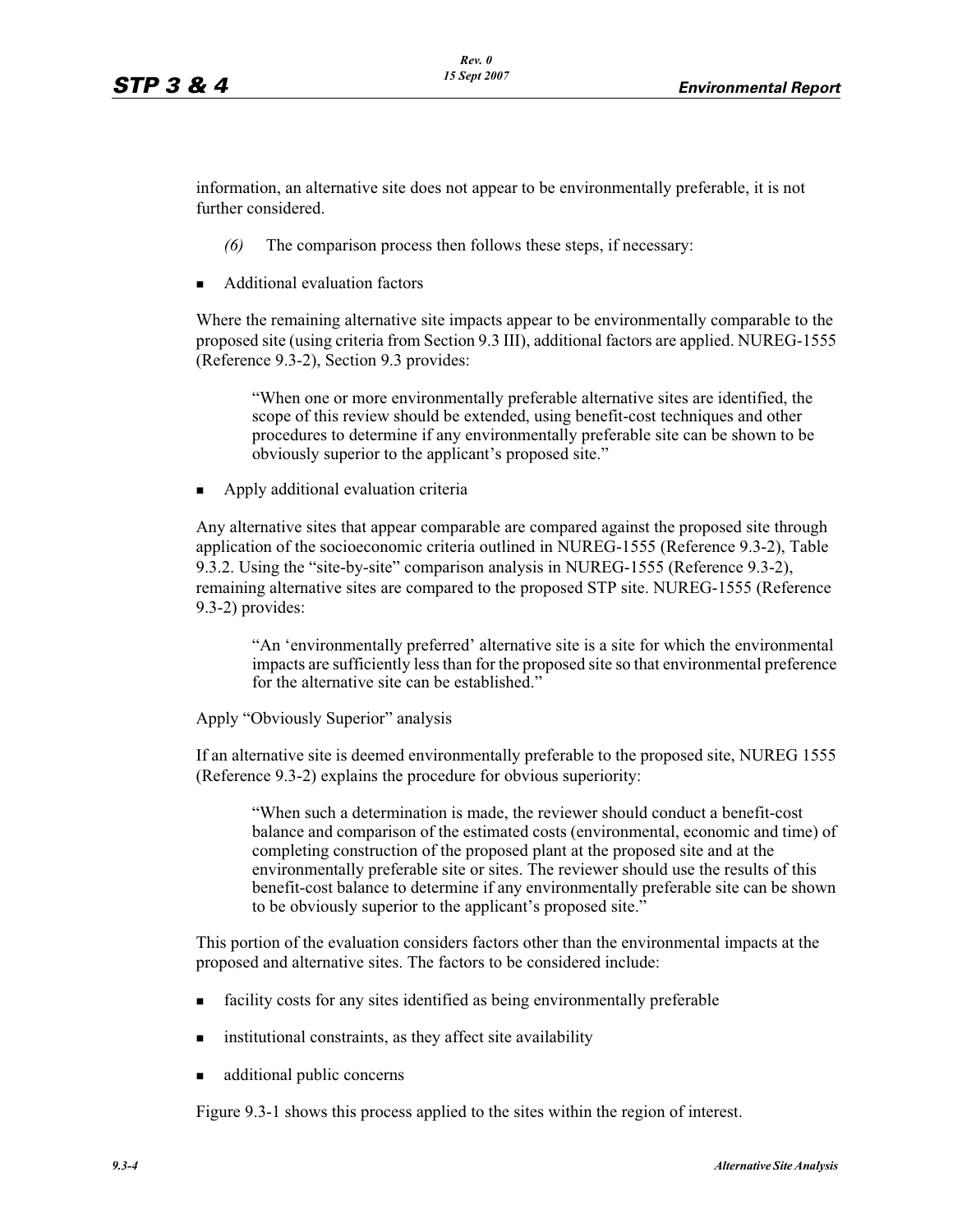information, an alternative site does not appear to be environmentally preferable, it is not further considered.

*(6)* The comparison process then follows these steps, if necessary:

- Additional evaluation factors

Where the remaining alternative site impacts appear to be environmentally comparable to the proposed site (using criteria from Section 9.3 III), additional factors are applied. NUREG-1555 (Reference 9.3-2), Section 9.3 provides:

> "When one or more environmentally preferable alternative sites are identified, the scope of this review should be extended, using benefit-cost techniques and other procedures to determine if any environmentally preferable site can be shown to be obviously superior to the applicant's proposed site."

- Apply additional evaluation criteria

Any alternative sites that appear comparable are compared against the proposed site through application of the socioeconomic criteria outlined in NUREG-1555 (Reference 9.3-2), Table 9.3.2. Using the "site-by-site" comparison analysis in NUREG-1555 (Reference 9.3-2), remaining alternative sites are compared to the proposed STP site. NUREG-1555 (Reference 9.3-2) provides:

> "An 'environmentally preferred' alternative site is a site for which the environmental impacts are sufficiently less than for the proposed site so that environmental preference for the alternative site can be established."

Apply "Obviously Superior" analysis

If an alternative site is deemed environmentally preferable to the proposed site, NUREG 1555 (Reference 9.3-2) explains the procedure for obvious superiority:

> "When such a determination is made, the reviewer should conduct a benefit-cost balance and comparison of the estimated costs (environmental, economic and time) of completing construction of the proposed plant at the proposed site and at the environmentally preferable site or sites. The reviewer should use the results of this benefit-cost balance to determine if any environmentally preferable site can be shown to be obviously superior to the applicant's proposed site."

This portion of the evaluation considers factors other than the environmental impacts at the proposed and alternative sites. The factors to be considered include:

- facility costs for any sites identified as being environmentally preferable
- institutional constraints, as they affect site availability
- additional public concerns

Figure 9.3-1 shows this process applied to the sites within the region of interest.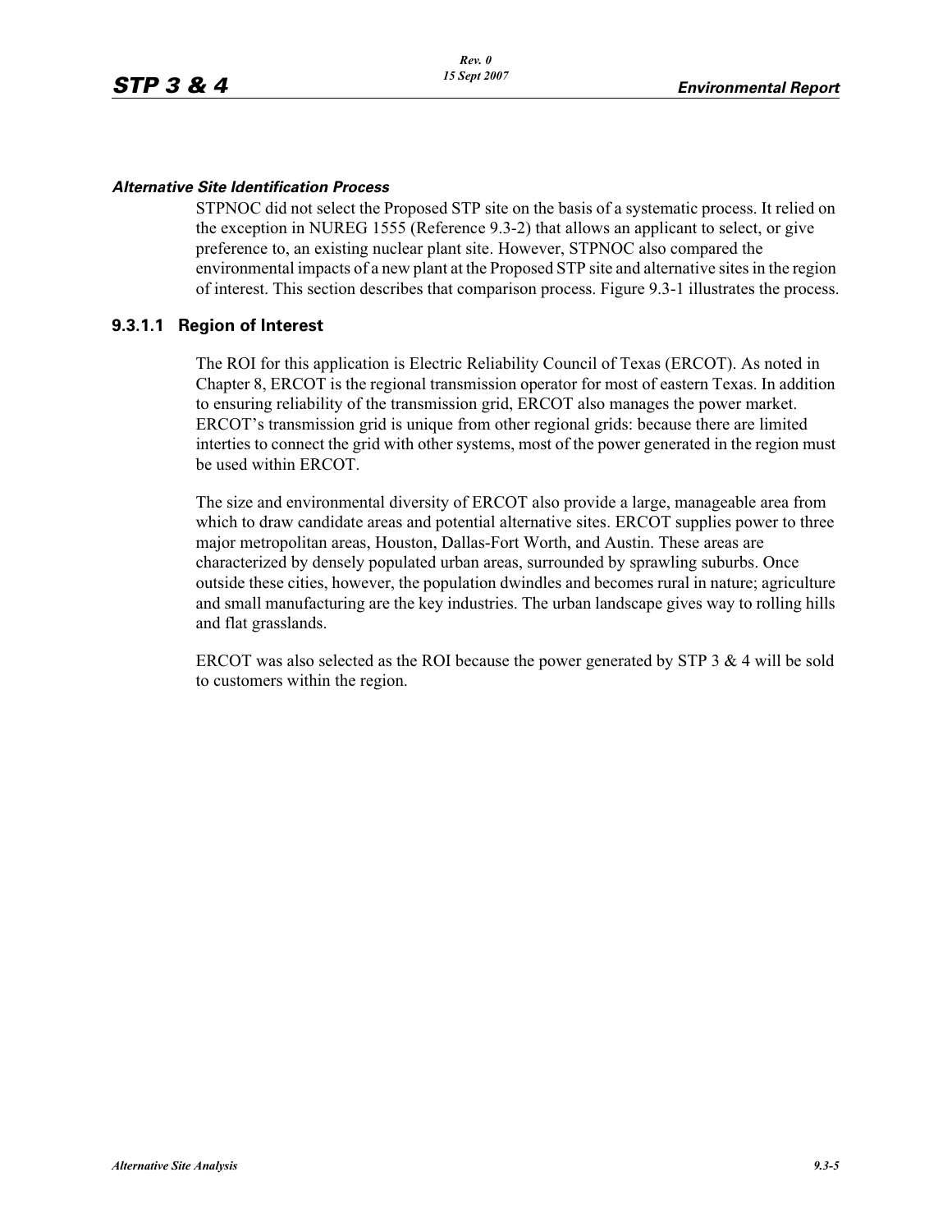#### *Alternative Site Identification Process*

STPNOC did not select the Proposed STP site on the basis of a systematic process. It relied on the exception in NUREG 1555 (Reference 9.3-2) that allows an applicant to select, or give preference to, an existing nuclear plant site. However, STPNOC also compared the environmental impacts of a new plant at the Proposed STP site and alternative sites in the region of interest. This section describes that comparison process. Figure 9.3-1 illustrates the process.

### 9.3.1.1 Region of Interest

The ROI for this application is Electric Reliability Council of Texas (ERCOT). As noted in Chapter 8, ERCOT is the regional transmission operator for most of eastern Texas. In addition to ensuring reliability of the transmission grid, ERCOT also manages the power market. ERCOT's transmission grid is unique from other regional grids: because there are limited interties to connect the grid with other systems, most of the power generated in the region must be used within ERCOT.

The size and environmental diversity of ERCOT also provide a large, manageable area from which to draw candidate areas and potential alternative sites. ERCOT supplies power to three major metropolitan areas, Houston, Dallas-Fort Worth, and Austin. These areas are characterized by densely populated urban areas, surrounded by sprawling suburbs. Once outside these cities, however, the population dwindles and becomes rural in nature; agriculture and small manufacturing are the key industries. The urban landscape gives way to rolling hills and flat grasslands.

ERCOT was also selected as the ROI because the power generated by STP 3 & 4 will be sold to customers within the region.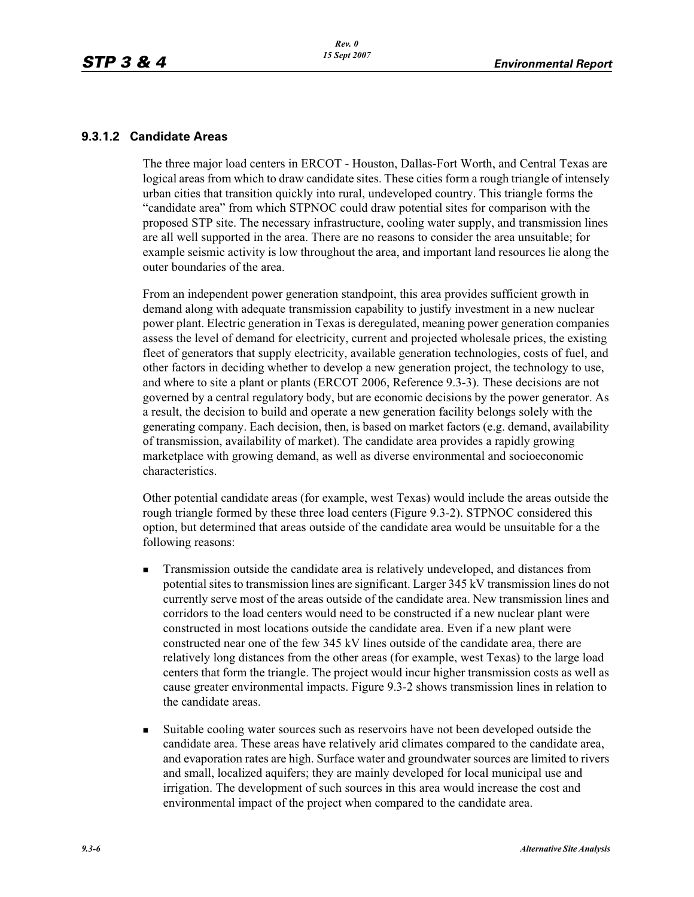### 9.3.1.2 Candidate Areas

The three major load centers in ERCOT - Houston, Dallas-Fort Worth, and Central Texas are logical areas from which to draw candidate sites. These cities form a rough triangle of intensely urban cities that transition quickly into rural, undeveloped country. This triangle forms the "candidate area" from which STPNOC could draw potential sites for comparison with the proposed STP site. The necessary infrastructure, cooling water supply, and transmission lines are all well supported in the area. There are no reasons to consider the area unsuitable; for example seismic activity is low throughout the area, and important land resources lie along the outer boundaries of the area.

From an independent power generation standpoint, this area provides sufficient growth in demand along with adequate transmission capability to justify investment in a new nuclear power plant. Electric generation in Texas is deregulated, meaning power generation companies assess the level of demand for electricity, current and projected wholesale prices, the existing fleet of generators that supply electricity, available generation technologies, costs of fuel, and other factors in deciding whether to develop a new generation project, the technology to use, and where to site a plant or plants (ERCOT 2006, Reference 9.3-3). These decisions are not governed by a central regulatory body, but are economic decisions by the power generator. As a result, the decision to build and operate a new generation facility belongs solely with the generating company. Each decision, then, is based on market factors (e.g. demand, availability of transmission, availability of market). The candidate area provides a rapidly growing marketplace with growing demand, as well as diverse environmental and socioeconomic characteristics.

Other potential candidate areas (for example, west Texas) would include the areas outside the rough triangle formed by these three load centers (Figure 9.3-2). STPNOC considered this option, but determined that areas outside of the candidate area would be unsuitable for a the following reasons:

- Transmission outside the candidate area is relatively undeveloped, and distances from potential sites to transmission lines are significant. Larger 345 kV transmission lines do not currently serve most of the areas outside of the candidate area. New transmission lines and corridors to the load centers would need to be constructed if a new nuclear plant were constructed in most locations outside the candidate area. Even if a new plant were constructed near one of the few 345 kV lines outside of the candidate area, there are relatively long distances from the other areas (for example, west Texas) to the large load centers that form the triangle. The project would incur higher transmission costs as well as cause greater environmental impacts. Figure 9.3-2 shows transmission lines in relation to the candidate areas.

- Suitable cooling water sources such as reservoirs have not been developed outside the candidate area. These areas have relatively arid climates compared to the candidate area, and evaporation rates are high. Surface water and groundwater sources are limited to rivers and small, localized aquifers; they are mainly developed for local municipal use and irrigation. The development of such sources in this area would increase the cost and environmental impact of the project when compared to the candidate area.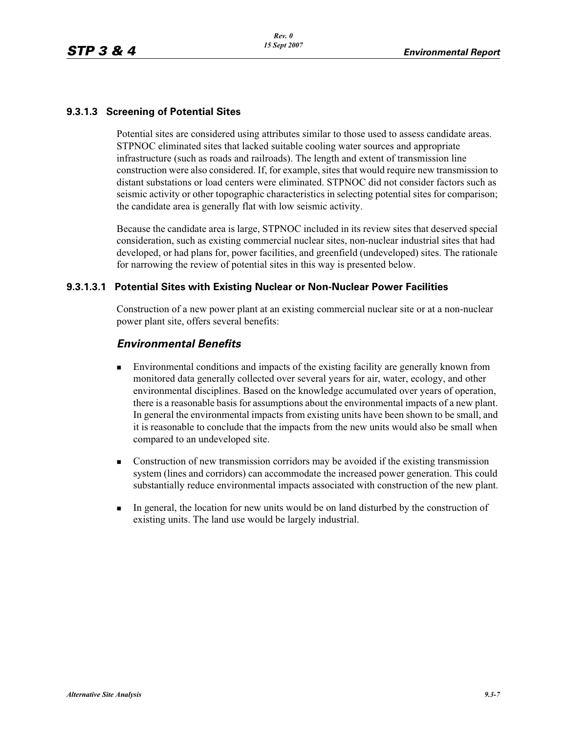### 9.3.1.3 Screening of Potential Sites

Potential sites are considered using attributes similar to those used to assess candidate areas. STPNOC eliminated sites that lacked suitable cooling water sources and appropriate infrastructure (such as roads and railroads). The length and extent of transmission line construction were also considered. If, for example, sites that would require new transmission to distant substations or load centers were eliminated. STPNOC did not consider factors such as seismic activity or other topographic characteristics in selecting potential sites for comparison; the candidate area is generally flat with low seismic activity.

Because the candidate area is large, STPNOC included in its review sites that deserved special consideration, such as existing commercial nuclear sites, non-nuclear industrial sites that had developed, or had plans for, power facilities, and greenfield (undeveloped) sites. The rationale for narrowing the review of potential sites in this way is presented below.

#### 9.3.1.3.1 Potential Sites with Existing Nuclear or Non-Nuclear Power Facilities

Construction of a new power plant at an existing commercial nuclear site or at a non-nuclear power plant site, offers several benefits:

***Environmental Benefits***

- Environmental conditions and impacts of the existing facility are generally known from monitored data generally collected over several years for air, water, ecology, and other environmental disciplines. Based on the knowledge accumulated over years of operation, there is a reasonable basis for assumptions about the environmental impacts of a new plant. In general the environmental impacts from existing units have been shown to be small, and it is reasonable to conclude that the impacts from the new units would also be small when compared to an undeveloped site.
- Construction of new transmission corridors may be avoided if the existing transmission system (lines and corridors) can accommodate the increased power generation. This could substantially reduce environmental impacts associated with construction of the new plant.
- In general, the location for new units would be on land disturbed by the construction of existing units. The land use would be largely industrial.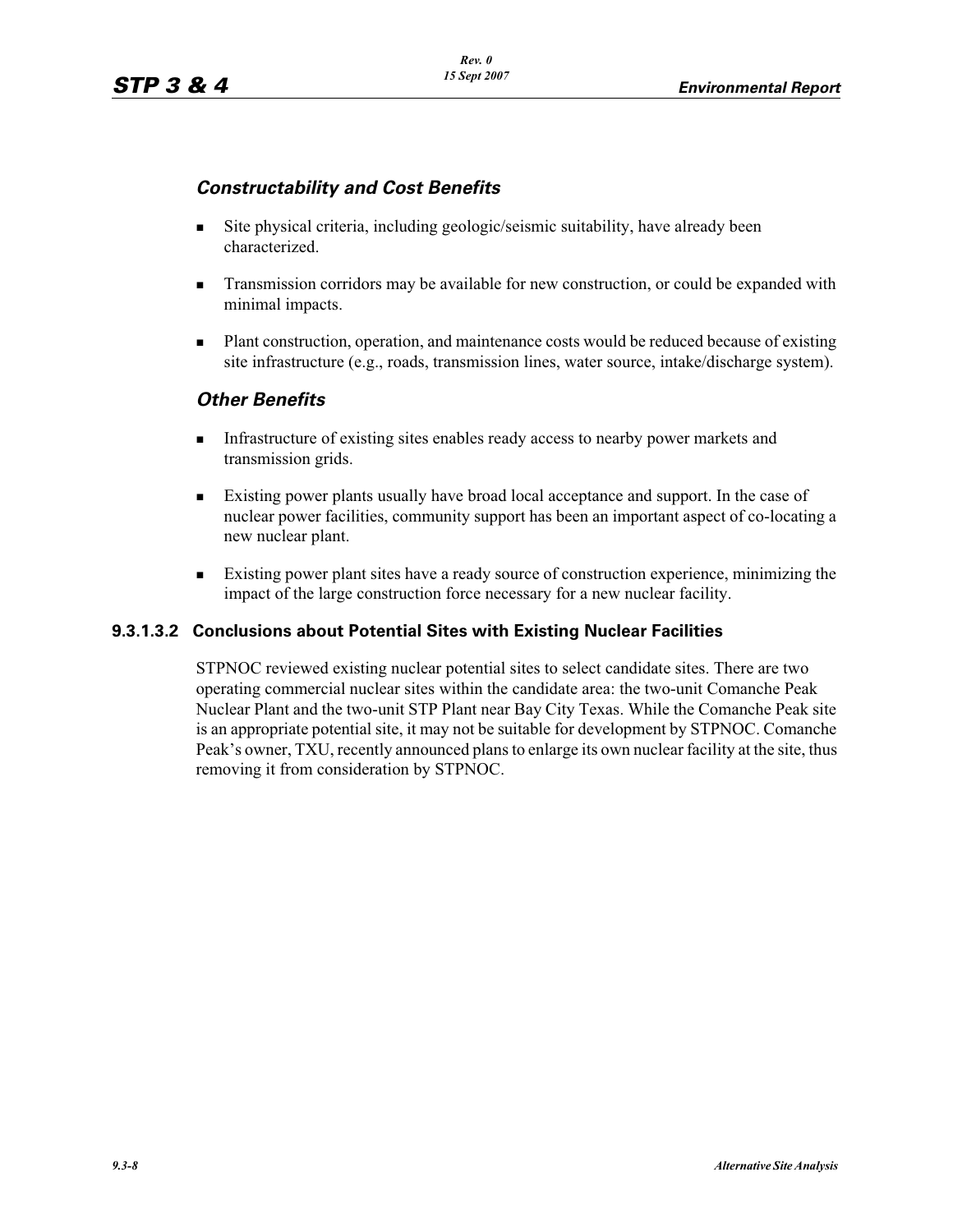### *Constructability and Cost Benefits*

- Site physical criteria, including geologic/seismic suitability, have already been characterized.
- Transmission corridors may be available for new construction, or could be expanded with minimal impacts.
- Plant construction, operation, and maintenance costs would be reduced because of existing site infrastructure (e.g., roads, transmission lines, water source, intake/discharge system).

### *Other Benefits*

- Infrastructure of existing sites enables ready access to nearby power markets and transmission grids.
- Existing power plants usually have broad local acceptance and support. In the case of nuclear power facilities, community support has been an important aspect of co-locating a new nuclear plant.
- Existing power plant sites have a ready source of construction experience, minimizing the impact of the large construction force necessary for a new nuclear facility.

#### 9.3.1.3.2 Conclusions about Potential Sites with Existing Nuclear Facilities

STPNOC reviewed existing nuclear potential sites to select candidate sites. There are two operating commercial nuclear sites within the candidate area: the two-unit Comanche Peak Nuclear Plant and the two-unit STP Plant near Bay City Texas. While the Comanche Peak site is an appropriate potential site, it may not be suitable for development by STPNOC. Comanche Peak's owner, TXU, recently announced plans to enlarge its own nuclear facility at the site, thus removing it from consideration by STPNOC.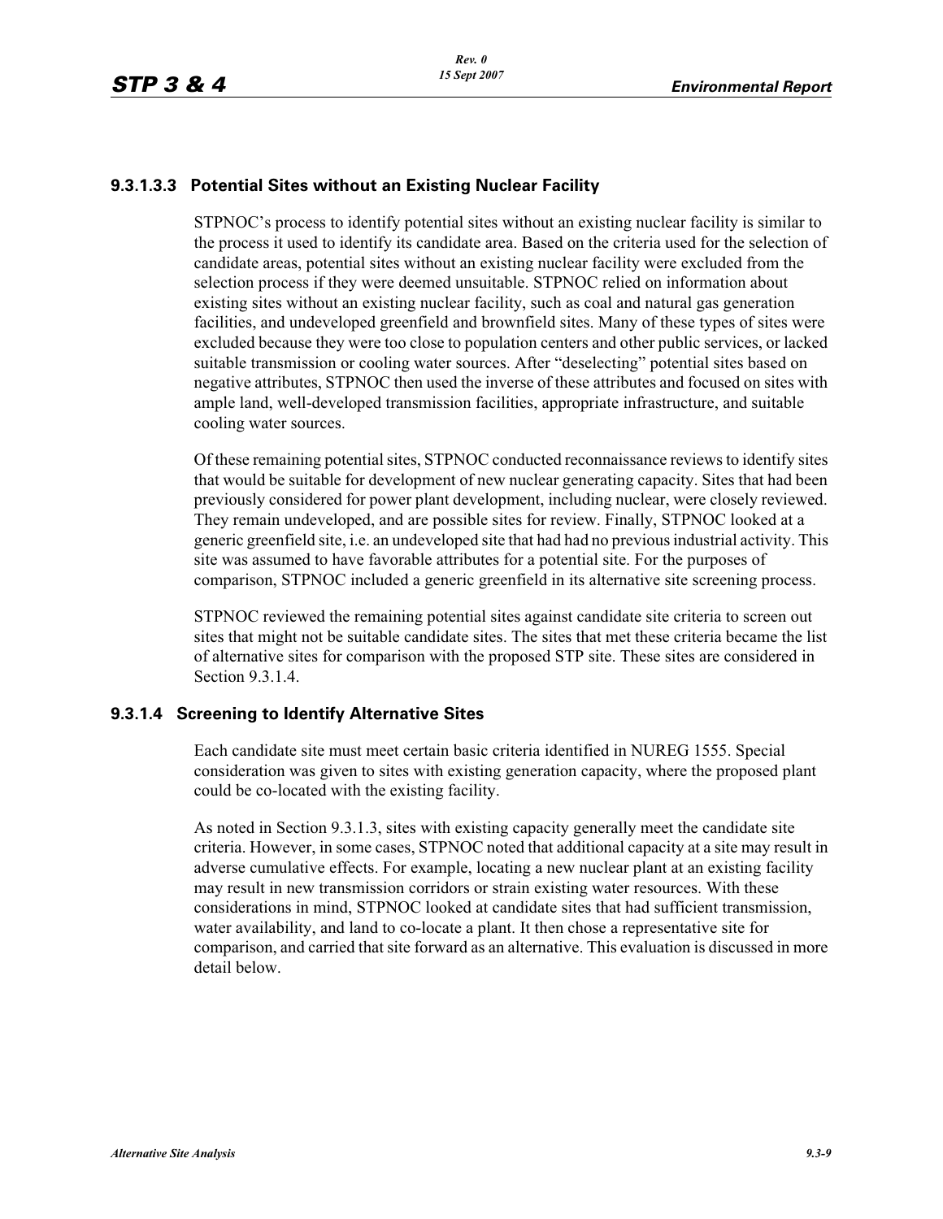#### 9.3.1.3.3 Potential Sites without an Existing Nuclear Facility

STPNOC's process to identify potential sites without an existing nuclear facility is similar to the process it used to identify its candidate area. Based on the criteria used for the selection of candidate areas, potential sites without an existing nuclear facility were excluded from the selection process if they were deemed unsuitable. STPNOC relied on information about existing sites without an existing nuclear facility, such as coal and natural gas generation facilities, and undeveloped greenfield and brownfield sites. Many of these types of sites were excluded because they were too close to population centers and other public services, or lacked suitable transmission or cooling water sources. After "deselecting" potential sites based on negative attributes, STPNOC then used the inverse of these attributes and focused on sites with ample land, well-developed transmission facilities, appropriate infrastructure, and suitable cooling water sources.

Of these remaining potential sites, STPNOC conducted reconnaissance reviews to identify sites that would be suitable for development of new nuclear generating capacity. Sites that had been previously considered for power plant development, including nuclear, were closely reviewed. They remain undeveloped, and are possible sites for review. Finally, STPNOC looked at a generic greenfield site, i.e. an undeveloped site that had had no previous industrial activity. This site was assumed to have favorable attributes for a potential site. For the purposes of comparison, STPNOC included a generic greenfield in its alternative site screening process.

STPNOC reviewed the remaining potential sites against candidate site criteria to screen out sites that might not be suitable candidate sites. The sites that met these criteria became the list of alternative sites for comparison with the proposed STP site. These sites are considered in Section 9.3.1.4.

### 9.3.1.4 Screening to Identify Alternative Sites

Each candidate site must meet certain basic criteria identified in NUREG 1555. Special consideration was given to sites with existing generation capacity, where the proposed plant could be co-located with the existing facility.

As noted in Section 9.3.1.3, sites with existing capacity generally meet the candidate site criteria. However, in some cases, STPNOC noted that additional capacity at a site may result in adverse cumulative effects. For example, locating a new nuclear plant at an existing facility may result in new transmission corridors or strain existing water resources. With these considerations in mind, STPNOC looked at candidate sites that had sufficient transmission, water availability, and land to co-locate a plant. It then chose a representative site for comparison, and carried that site forward as an alternative. This evaluation is discussed in more detail below.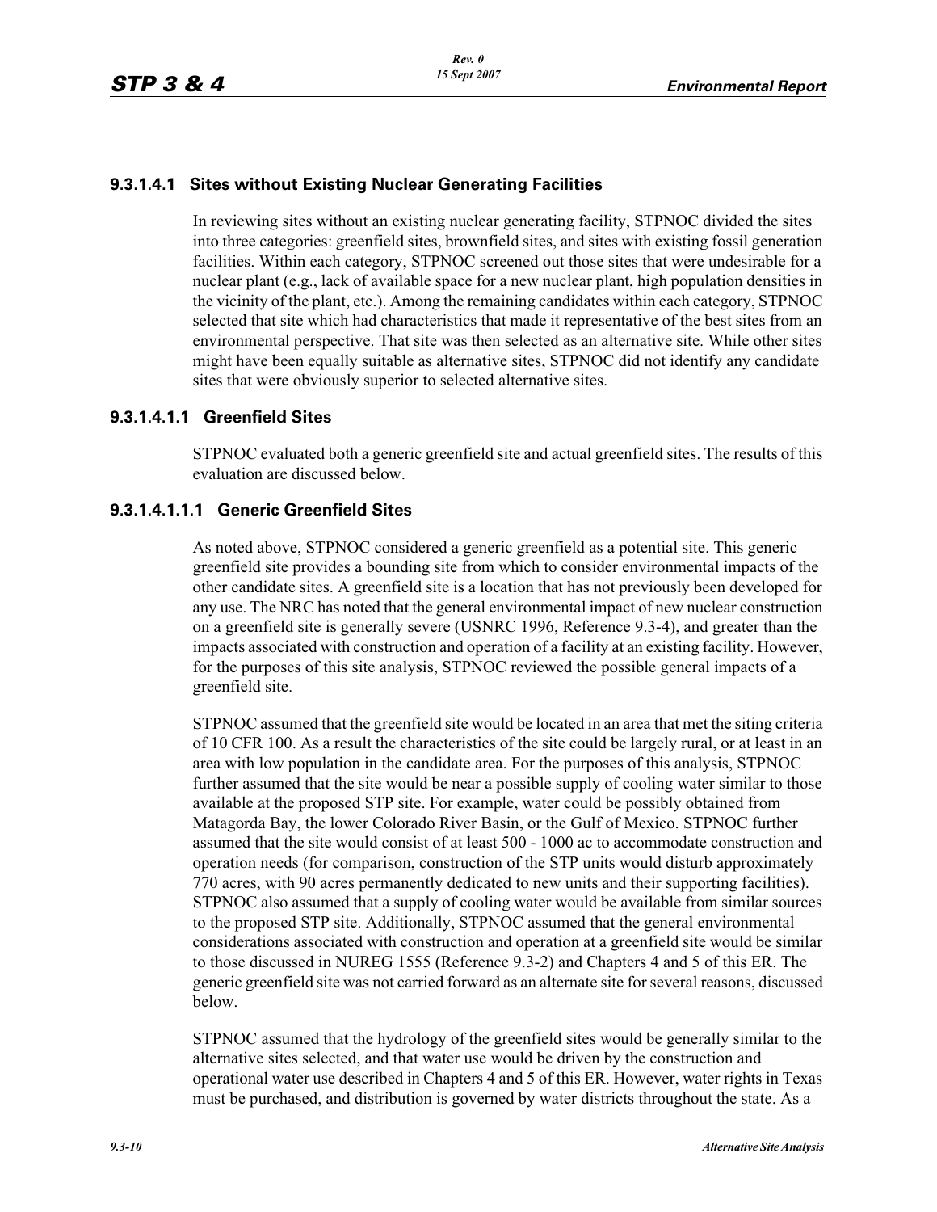#### 9.3.1.4.1 Sites without Existing Nuclear Generating Facilities

In reviewing sites without an existing nuclear generating facility, STPNOC divided the sites into three categories: greenfield sites, brownfield sites, and sites with existing fossil generation facilities. Within each category, STPNOC screened out those sites that were undesirable for a nuclear plant (e.g., lack of available space for a new nuclear plant, high population densities in the vicinity of the plant, etc.). Among the remaining candidates within each category, STPNOC selected that site which had characteristics that made it representative of the best sites from an environmental perspective. That site was then selected as an alternative site. While other sites might have been equally suitable as alternative sites, STPNOC did not identify any candidate sites that were obviously superior to selected alternative sites.

##### 9.3.1.4.1.1 Greenfield Sites

STPNOC evaluated both a generic greenfield site and actual greenfield sites. The results of this evaluation are discussed below.

###### 9.3.1.4.1.1.1 Generic Greenfield Sites

As noted above, STPNOC considered a generic greenfield as a potential site. This generic greenfield site provides a bounding site from which to consider environmental impacts of the other candidate sites. A greenfield site is a location that has not previously been developed for any use. The NRC has noted that the general environmental impact of new nuclear construction on a greenfield site is generally severe (USNRC 1996, Reference 9.3-4), and greater than the impacts associated with construction and operation of a facility at an existing facility. However, for the purposes of this site analysis, STPNOC reviewed the possible general impacts of a greenfield site.

STPNOC assumed that the greenfield site would be located in an area that met the siting criteria of 10 CFR 100. As a result the characteristics of the site could be largely rural, or at least in an area with low population in the candidate area. For the purposes of this analysis, STPNOC further assumed that the site would be near a possible supply of cooling water similar to those available at the proposed STP site. For example, water could be possibly obtained from Matagorda Bay, the lower Colorado River Basin, or the Gulf of Mexico. STPNOC further assumed that the site would consist of at least 500 - 1000 ac to accommodate construction and operation needs (for comparison, construction of the STP units would disturb approximately 770 acres, with 90 acres permanently dedicated to new units and their supporting facilities). STPNOC also assumed that a supply of cooling water would be available from similar sources to the proposed STP site. Additionally, STPNOC assumed that the general environmental considerations associated with construction and operation at a greenfield site would be similar to those discussed in NUREG 1555 (Reference 9.3-2) and Chapters 4 and 5 of this ER. The generic greenfield site was not carried forward as an alternate site for several reasons, discussed below.

STPNOC assumed that the hydrology of the greenfield sites would be generally similar to the alternative sites selected, and that water use would be driven by the construction and operational water use described in Chapters 4 and 5 of this ER. However, water rights in Texas must be purchased, and distribution is governed by water districts throughout the state. As a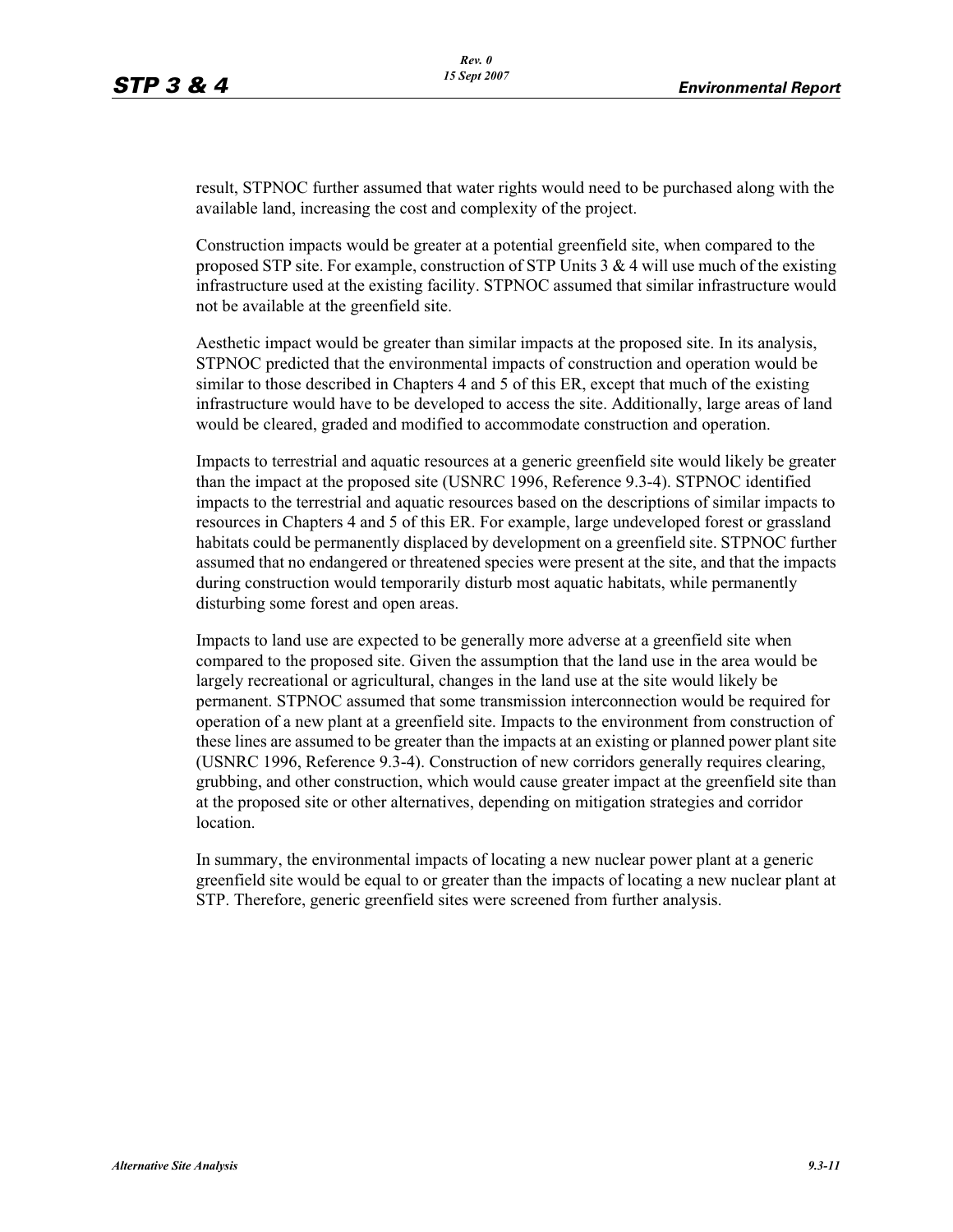result, STPNOC further assumed that water rights would need to be purchased along with the available land, increasing the cost and complexity of the project.

Construction impacts would be greater at a potential greenfield site, when compared to the proposed STP site. For example, construction of STP Units 3 & 4 will use much of the existing infrastructure used at the existing facility. STPNOC assumed that similar infrastructure would not be available at the greenfield site.

Aesthetic impact would be greater than similar impacts at the proposed site. In its analysis, STPNOC predicted that the environmental impacts of construction and operation would be similar to those described in Chapters 4 and 5 of this ER, except that much of the existing infrastructure would have to be developed to access the site. Additionally, large areas of land would be cleared, graded and modified to accommodate construction and operation.

Impacts to terrestrial and aquatic resources at a generic greenfield site would likely be greater than the impact at the proposed site (USNRC 1996, Reference 9.3-4). STPNOC identified impacts to the terrestrial and aquatic resources based on the descriptions of similar impacts to resources in Chapters 4 and 5 of this ER. For example, large undeveloped forest or grassland habitats could be permanently displaced by development on a greenfield site. STPNOC further assumed that no endangered or threatened species were present at the site, and that the impacts during construction would temporarily disturb most aquatic habitats, while permanently disturbing some forest and open areas.

Impacts to land use are expected to be generally more adverse at a greenfield site when compared to the proposed site. Given the assumption that the land use in the area would be largely recreational or agricultural, changes in the land use at the site would likely be permanent. STPNOC assumed that some transmission interconnection would be required for operation of a new plant at a greenfield site. Impacts to the environment from construction of these lines are assumed to be greater than the impacts at an existing or planned power plant site (USNRC 1996, Reference 9.3-4). Construction of new corridors generally requires clearing, grubbing, and other construction, which would cause greater impact at the greenfield site than at the proposed site or other alternatives, depending on mitigation strategies and corridor location.

In summary, the environmental impacts of locating a new nuclear power plant at a generic greenfield site would be equal to or greater than the impacts of locating a new nuclear plant at STP. Therefore, generic greenfield sites were screened from further analysis.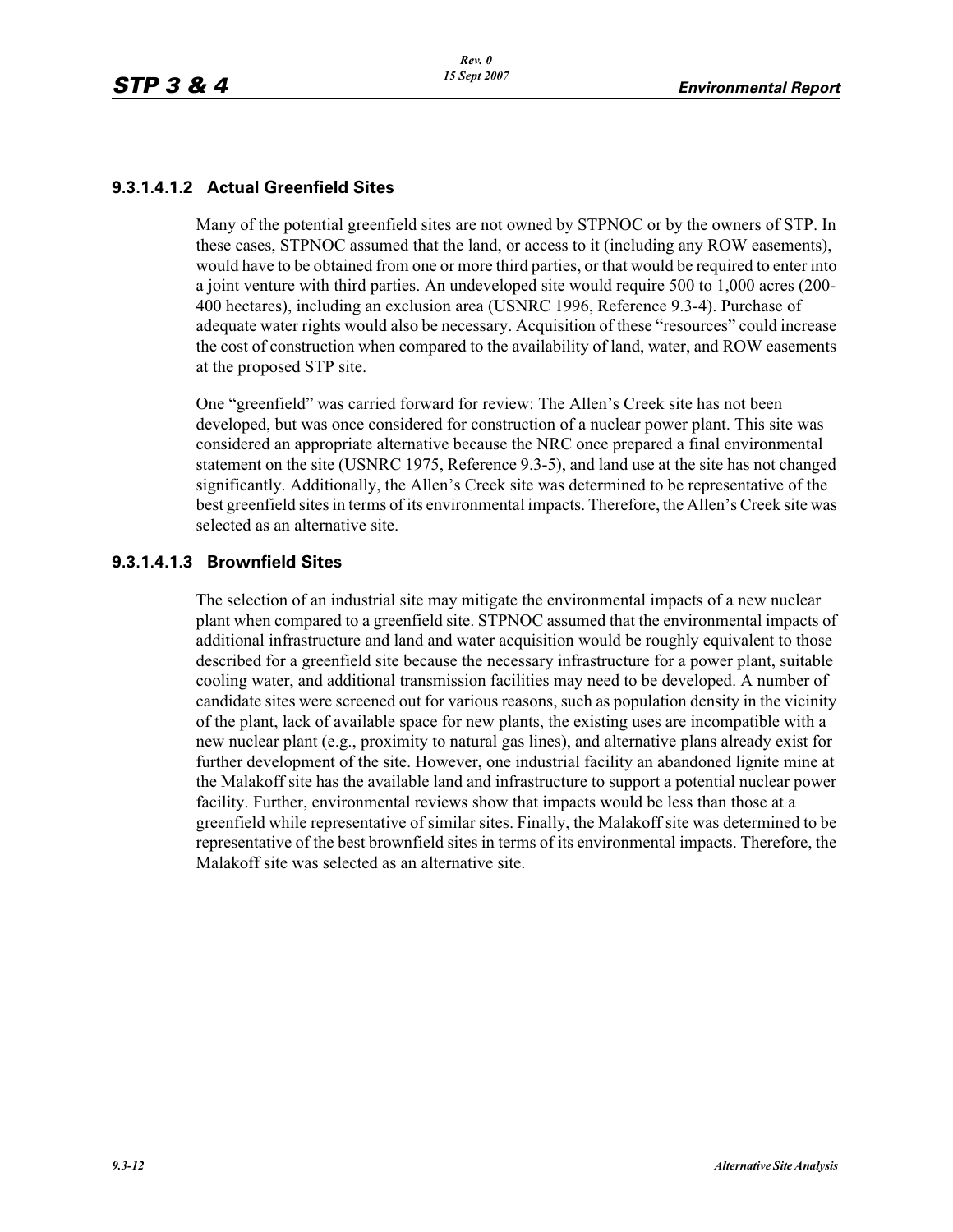### 9.3.1.4.1.2 Actual Greenfield Sites

Many of the potential greenfield sites are not owned by STPNOC or by the owners of STP. In these cases, STPNOC assumed that the land, or access to it (including any ROW easements), would have to be obtained from one or more third parties, or that would be required to enter into a joint venture with third parties. An undeveloped site would require 500 to 1,000 acres (200-400 hectares), including an exclusion area (USNRC 1996, Reference 9.3-4). Purchase of adequate water rights would also be necessary. Acquisition of these "resources" could increase the cost of construction when compared to the availability of land, water, and ROW easements at the proposed STP site.

One "greenfield" was carried forward for review: The Allen's Creek site has not been developed, but was once considered for construction of a nuclear power plant. This site was considered an appropriate alternative because the NRC once prepared a final environmental statement on the site (USNRC 1975, Reference 9.3-5), and land use at the site has not changed significantly. Additionally, the Allen's Creek site was determined to be representative of the best greenfield sites in terms of its environmental impacts. Therefore, the Allen's Creek site was selected as an alternative site.

### 9.3.1.4.1.3 Brownfield Sites

The selection of an industrial site may mitigate the environmental impacts of a new nuclear plant when compared to a greenfield site. STPNOC assumed that the environmental impacts of additional infrastructure and land and water acquisition would be roughly equivalent to those described for a greenfield site because the necessary infrastructure for a power plant, suitable cooling water, and additional transmission facilities may need to be developed. A number of candidate sites were screened out for various reasons, such as population density in the vicinity of the plant, lack of available space for new plants, the existing uses are incompatible with a new nuclear plant (e.g., proximity to natural gas lines), and alternative plans already exist for further development of the site. However, one industrial facility an abandoned lignite mine at the Malakoff site has the available land and infrastructure to support a potential nuclear power facility. Further, environmental reviews show that impacts would be less than those at a greenfield while representative of similar sites. Finally, the Malakoff site was determined to be representative of the best brownfield sites in terms of its environmental impacts. Therefore, the Malakoff site was selected as an alternative site.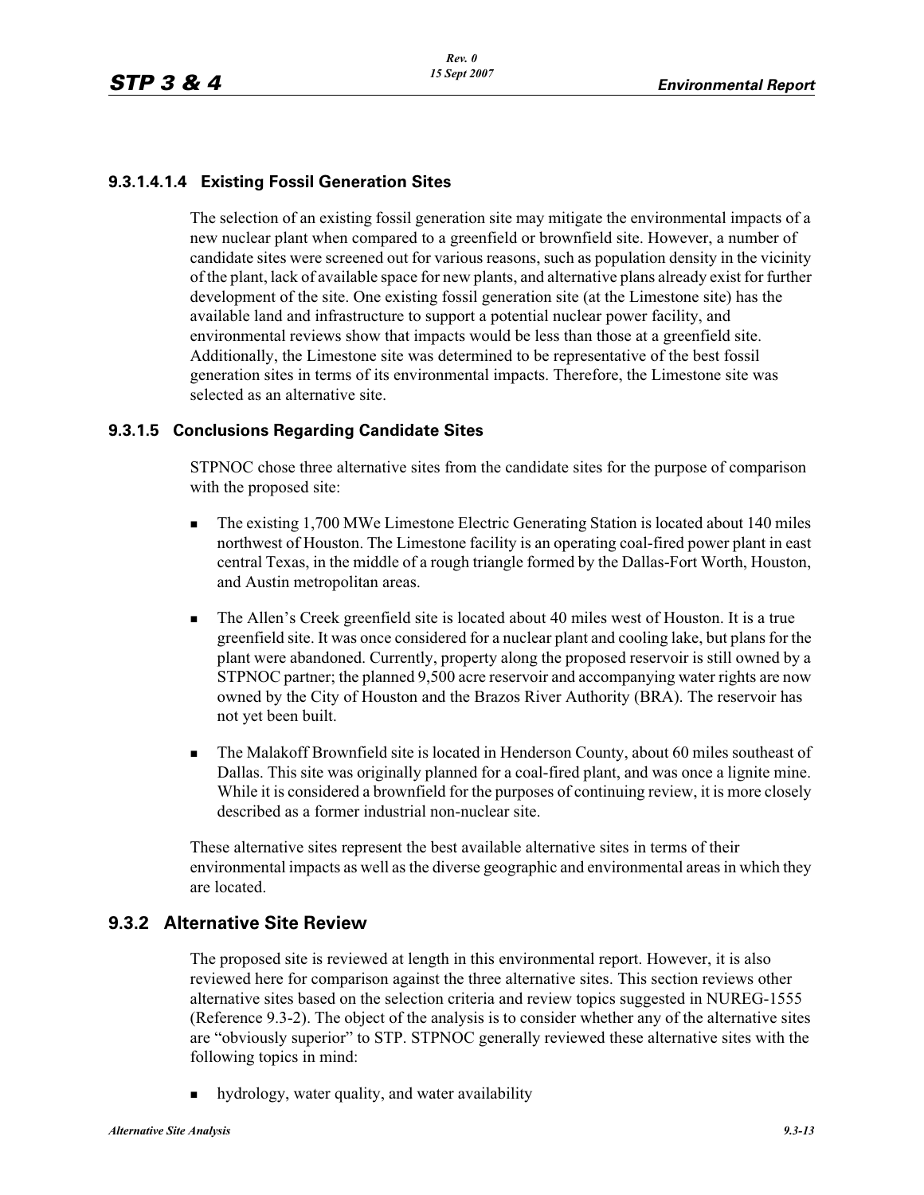#### 9.3.1.4.1.4 Existing Fossil Generation Sites

The selection of an existing fossil generation site may mitigate the environmental impacts of a new nuclear plant when compared to a greenfield or brownfield site. However, a number of candidate sites were screened out for various reasons, such as population density in the vicinity of the plant, lack of available space for new plants, and alternative plans already exist for further development of the site. One existing fossil generation site (at the Limestone site) has the available land and infrastructure to support a potential nuclear power facility, and environmental reviews show that impacts would be less than those at a greenfield site. Additionally, the Limestone site was determined to be representative of the best fossil generation sites in terms of its environmental impacts. Therefore, the Limestone site was selected as an alternative site.

### 9.3.1.5 Conclusions Regarding Candidate Sites

STPNOC chose three alternative sites from the candidate sites for the purpose of comparison with the proposed site:

- The existing 1,700 MWe Limestone Electric Generating Station is located about 140 miles northwest of Houston. The Limestone facility is an operating coal-fired power plant in east central Texas, in the middle of a rough triangle formed by the Dallas-Fort Worth, Houston, and Austin metropolitan areas.
- The Allen's Creek greenfield site is located about 40 miles west of Houston. It is a true greenfield site. It was once considered for a nuclear plant and cooling lake, but plans for the plant were abandoned. Currently, property along the proposed reservoir is still owned by a STPNOC partner; the planned 9,500 acre reservoir and accompanying water rights are now owned by the City of Houston and the Brazos River Authority (BRA). The reservoir has not yet been built.
- The Malakoff Brownfield site is located in Henderson County, about 60 miles southeast of Dallas. This site was originally planned for a coal-fired plant, and was once a lignite mine. While it is considered a brownfield for the purposes of continuing review, it is more closely described as a former industrial non-nuclear site.

These alternative sites represent the best available alternative sites in terms of their environmental impacts as well as the diverse geographic and environmental areas in which they are located.

## 9.3.2 Alternative Site Review

The proposed site is reviewed at length in this environmental report. However, it is also reviewed here for comparison against the three alternative sites. This section reviews other alternative sites based on the selection criteria and review topics suggested in NUREG-1555 (Reference 9.3-2). The object of the analysis is to consider whether any of the alternative sites are "obviously superior" to STP. STPNOC generally reviewed these alternative sites with the following topics in mind:

- hydrology, water quality, and water availability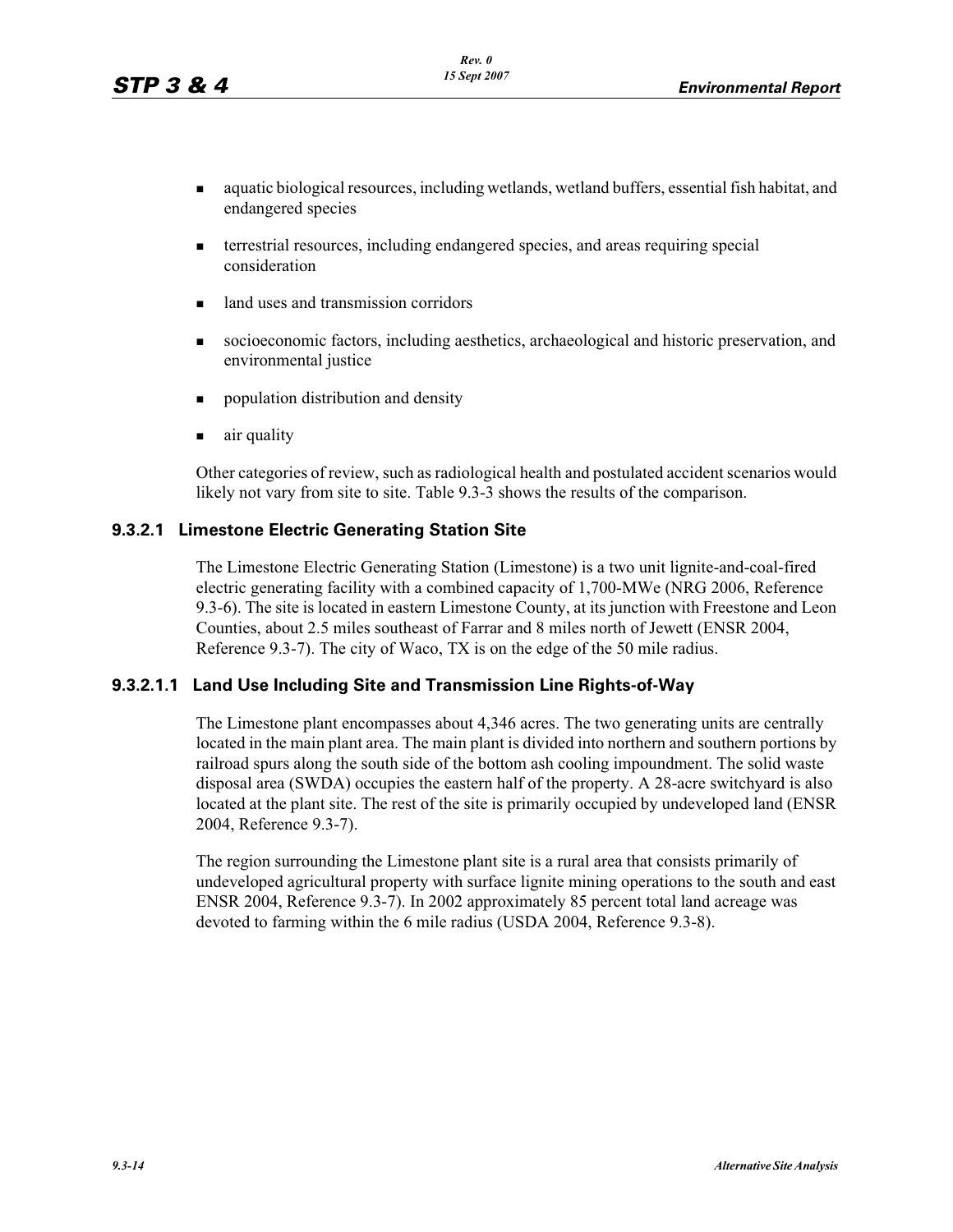- aquatic biological resources, including wetlands, wetland buffers, essential fish habitat, and endangered species
- terrestrial resources, including endangered species, and areas requiring special consideration
- land uses and transmission corridors
- socioeconomic factors, including aesthetics, archaeological and historic preservation, and environmental justice
- population distribution and density
- air quality

Other categories of review, such as radiological health and postulated accident scenarios would likely not vary from site to site. Table 9.3-3 shows the results of the comparison.

### 9.3.2.1 Limestone Electric Generating Station Site

The Limestone Electric Generating Station (Limestone) is a two unit lignite-and-coal-fired electric generating facility with a combined capacity of 1,700-MWe (NRG 2006, Reference 9.3-6). The site is located in eastern Limestone County, at its junction with Freestone and Leon Counties, about 2.5 miles southeast of Farrar and 8 miles north of Jewett (ENSR 2004, Reference 9.3-7). The city of Waco, TX is on the edge of the 50 mile radius.

#### 9.3.2.1.1 Land Use Including Site and Transmission Line Rights-of-Way

The Limestone plant encompasses about 4,346 acres. The two generating units are centrally located in the main plant area. The main plant is divided into northern and southern portions by railroad spurs along the south side of the bottom ash cooling impoundment. The solid waste disposal area (SWDA) occupies the eastern half of the property. A 28-acre switchyard is also located at the plant site. The rest of the site is primarily occupied by undeveloped land (ENSR 2004, Reference 9.3-7).

The region surrounding the Limestone plant site is a rural area that consists primarily of undeveloped agricultural property with surface lignite mining operations to the south and east ENSR 2004, Reference 9.3-7). In 2002 approximately 85 percent total land acreage was devoted to farming within the 6 mile radius (USDA 2004, Reference 9.3-8).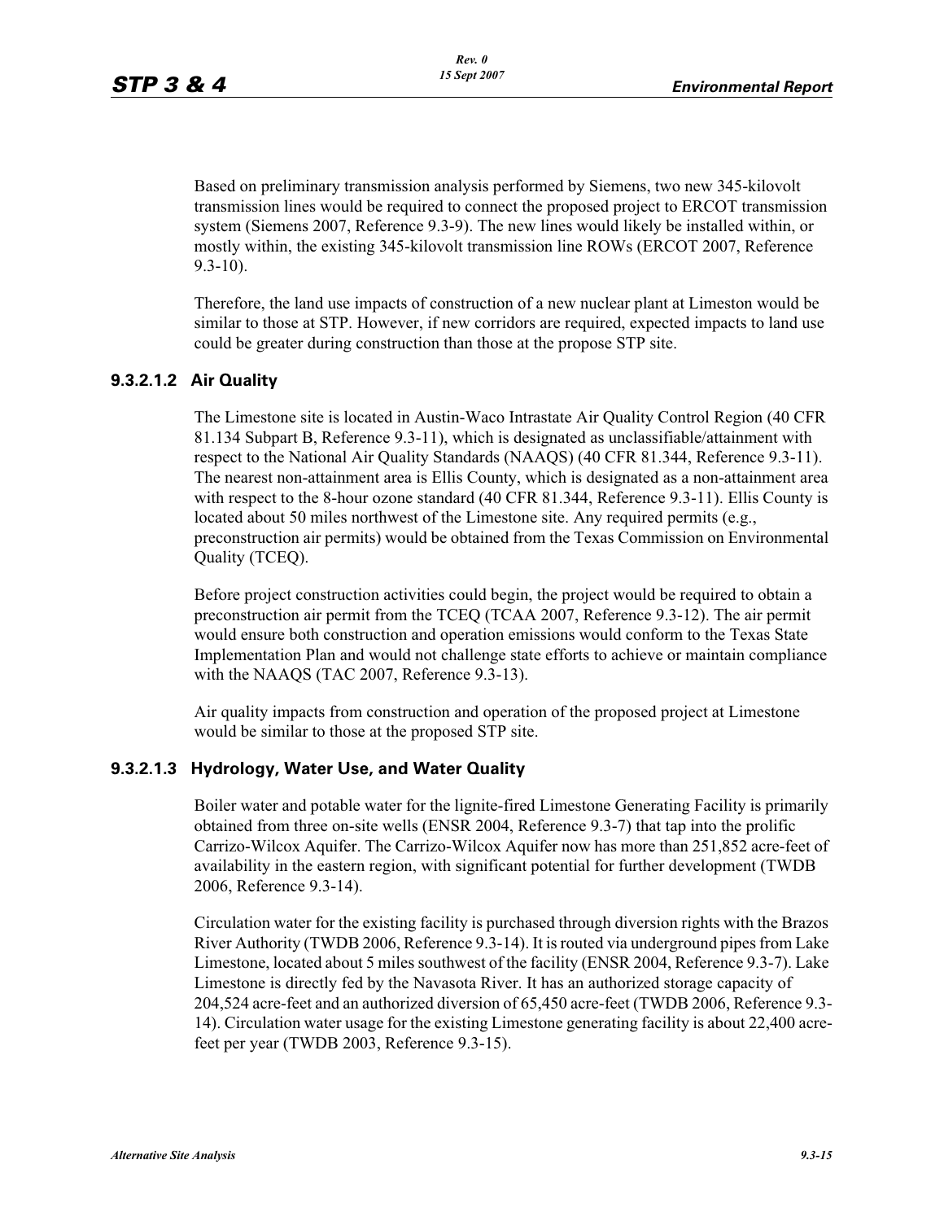Based on preliminary transmission analysis performed by Siemens, two new 345-kilovolt transmission lines would be required to connect the proposed project to ERCOT transmission system (Siemens 2007, Reference 9.3-9). The new lines would likely be installed within, or mostly within, the existing 345-kilovolt transmission line ROWs (ERCOT 2007, Reference 9.3-10).

Therefore, the land use impacts of construction of a new nuclear plant at Limeston would be similar to those at STP. However, if new corridors are required, expected impacts to land use could be greater during construction than those at the propose STP site.

#### 9.3.2.1.2 Air Quality

The Limestone site is located in Austin-Waco Intrastate Air Quality Control Region (40 CFR 81.134 Subpart B, Reference 9.3-11), which is designated as unclassifiable/attainment with respect to the National Air Quality Standards (NAAQS) (40 CFR 81.344, Reference 9.3-11). The nearest non-attainment area is Ellis County, which is designated as a non-attainment area with respect to the 8-hour ozone standard (40 CFR 81.344, Reference 9.3-11). Ellis County is located about 50 miles northwest of the Limestone site. Any required permits (e.g., preconstruction air permits) would be obtained from the Texas Commission on Environmental Quality (TCEQ).

Before project construction activities could begin, the project would be required to obtain a preconstruction air permit from the TCEQ (TCAA 2007, Reference 9.3-12). The air permit would ensure both construction and operation emissions would conform to the Texas State Implementation Plan and would not challenge state efforts to achieve or maintain compliance with the NAAQS (TAC 2007, Reference 9.3-13).

Air quality impacts from construction and operation of the proposed project at Limestone would be similar to those at the proposed STP site.

#### 9.3.2.1.3 Hydrology, Water Use, and Water Quality

Boiler water and potable water for the lignite-fired Limestone Generating Facility is primarily obtained from three on-site wells (ENSR 2004, Reference 9.3-7) that tap into the prolific Carrizo-Wilcox Aquifer. The Carrizo-Wilcox Aquifer now has more than 251,852 acre-feet of availability in the eastern region, with significant potential for further development (TWDB 2006, Reference 9.3-14).

Circulation water for the existing facility is purchased through diversion rights with the Brazos River Authority (TWDB 2006, Reference 9.3-14). It is routed via underground pipes from Lake Limestone, located about 5 miles southwest of the facility (ENSR 2004, Reference 9.3-7). Lake Limestone is directly fed by the Navasota River. It has an authorized storage capacity of 204,524 acre-feet and an authorized diversion of 65,450 acre-feet (TWDB 2006, Reference 9.3-14). Circulation water usage for the existing Limestone generating facility is about 22,400 acre-feet per year (TWDB 2003, Reference 9.3-15).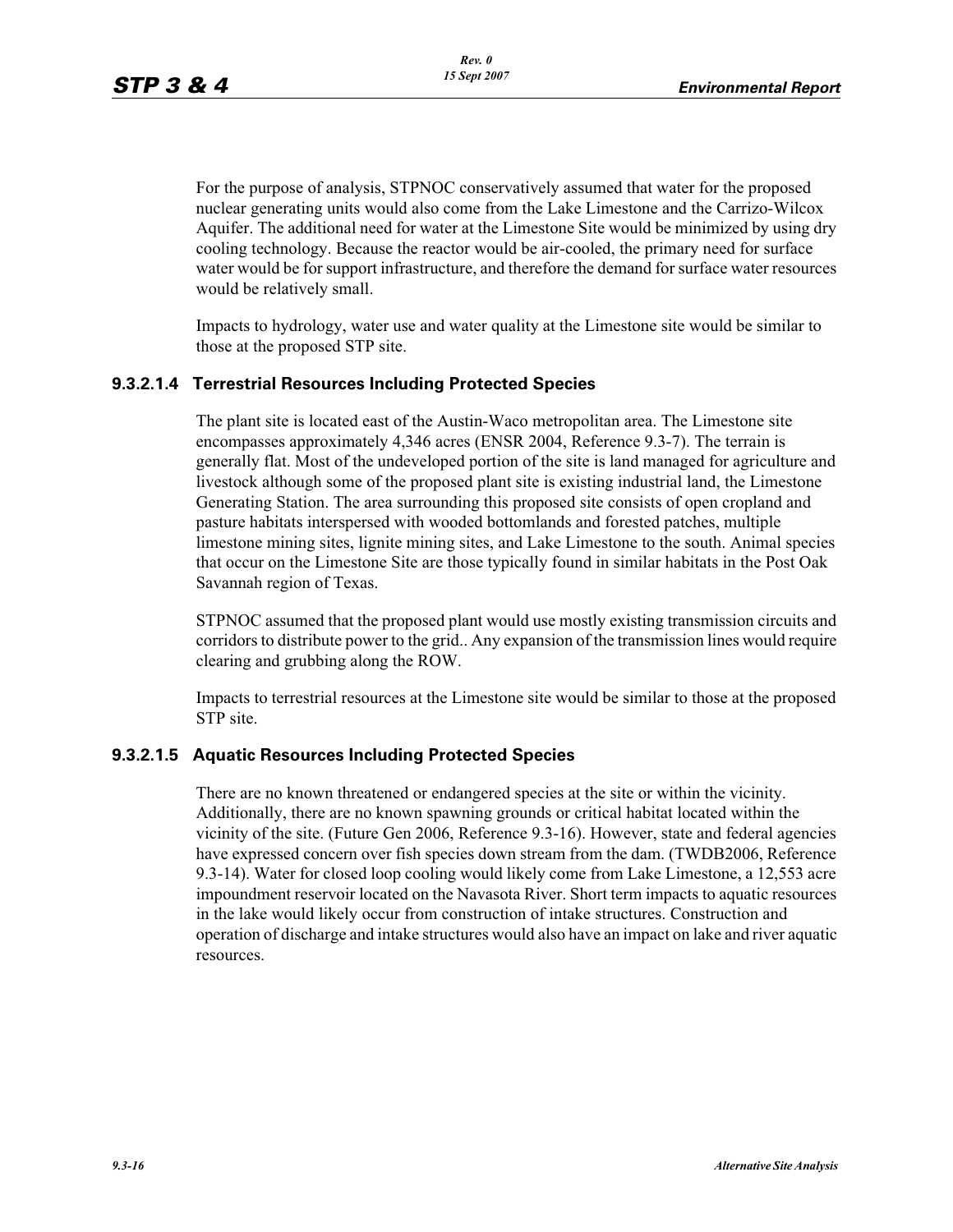For the purpose of analysis, STPNOC conservatively assumed that water for the proposed nuclear generating units would also come from the Lake Limestone and the Carrizo-Wilcox Aquifer. The additional need for water at the Limestone Site would be minimized by using dry cooling technology. Because the reactor would be air-cooled, the primary need for surface water would be for support infrastructure, and therefore the demand for surface water resources would be relatively small.

Impacts to hydrology, water use and water quality at the Limestone site would be similar to those at the proposed STP site.

### 9.3.2.1.4 Terrestrial Resources Including Protected Species

The plant site is located east of the Austin-Waco metropolitan area. The Limestone site encompasses approximately 4,346 acres (ENSR 2004, Reference 9.3-7). The terrain is generally flat. Most of the undeveloped portion of the site is land managed for agriculture and livestock although some of the proposed plant site is existing industrial land, the Limestone Generating Station. The area surrounding this proposed site consists of open cropland and pasture habitats interspersed with wooded bottomlands and forested patches, multiple limestone mining sites, lignite mining sites, and Lake Limestone to the south. Animal species that occur on the Limestone Site are those typically found in similar habitats in the Post Oak Savannah region of Texas.

STPNOC assumed that the proposed plant would use mostly existing transmission circuits and corridors to distribute power to the grid.. Any expansion of the transmission lines would require clearing and grubbing along the ROW.

Impacts to terrestrial resources at the Limestone site would be similar to those at the proposed STP site.

### 9.3.2.1.5 Aquatic Resources Including Protected Species

There are no known threatened or endangered species at the site or within the vicinity. Additionally, there are no known spawning grounds or critical habitat located within the vicinity of the site. (Future Gen 2006, Reference 9.3-16). However, state and federal agencies have expressed concern over fish species down stream from the dam. (TWDB2006, Reference 9.3-14). Water for closed loop cooling would likely come from Lake Limestone, a 12,553 acre impoundment reservoir located on the Navasota River. Short term impacts to aquatic resources in the lake would likely occur from construction of intake structures. Construction and operation of discharge and intake structures would also have an impact on lake and river aquatic resources.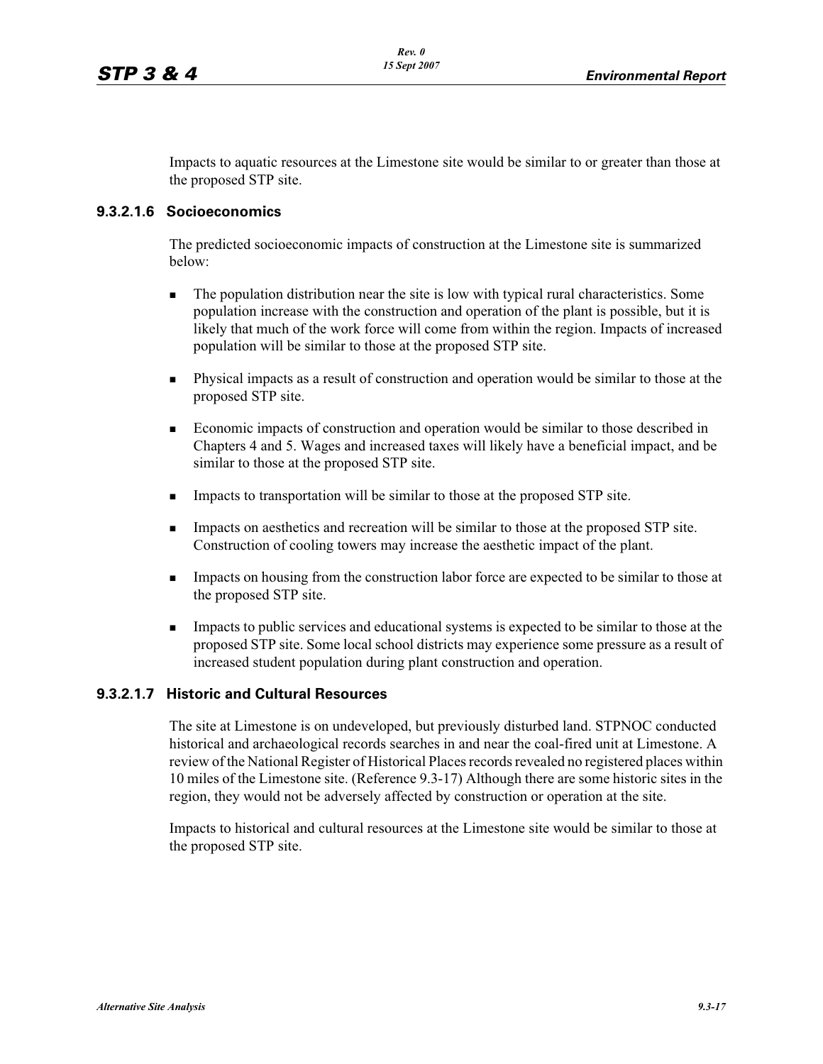Impacts to aquatic resources at the Limestone site would be similar to or greater than those at the proposed STP site.

#### 9.3.2.1.6 Socioeconomics

The predicted socioeconomic impacts of construction at the Limestone site is summarized below:

- The population distribution near the site is low with typical rural characteristics. Some population increase with the construction and operation of the plant is possible, but it is likely that much of the work force will come from within the region. Impacts of increased population will be similar to those at the proposed STP site.
- Physical impacts as a result of construction and operation would be similar to those at the proposed STP site.
- Economic impacts of construction and operation would be similar to those described in Chapters 4 and 5. Wages and increased taxes will likely have a beneficial impact, and be similar to those at the proposed STP site.
- Impacts to transportation will be similar to those at the proposed STP site.
- Impacts on aesthetics and recreation will be similar to those at the proposed STP site. Construction of cooling towers may increase the aesthetic impact of the plant.
- Impacts on housing from the construction labor force are expected to be similar to those at the proposed STP site.
- Impacts to public services and educational systems is expected to be similar to those at the proposed STP site. Some local school districts may experience some pressure as a result of increased student population during plant construction and operation.

#### 9.3.2.1.7 Historic and Cultural Resources

The site at Limestone is on undeveloped, but previously disturbed land. STPNOC conducted historical and archaeological records searches in and near the coal-fired unit at Limestone. A review of the National Register of Historical Places records revealed no registered places within 10 miles of the Limestone site. (Reference 9.3-17) Although there are some historic sites in the region, they would not be adversely affected by construction or operation at the site.

Impacts to historical and cultural resources at the Limestone site would be similar to those at the proposed STP site.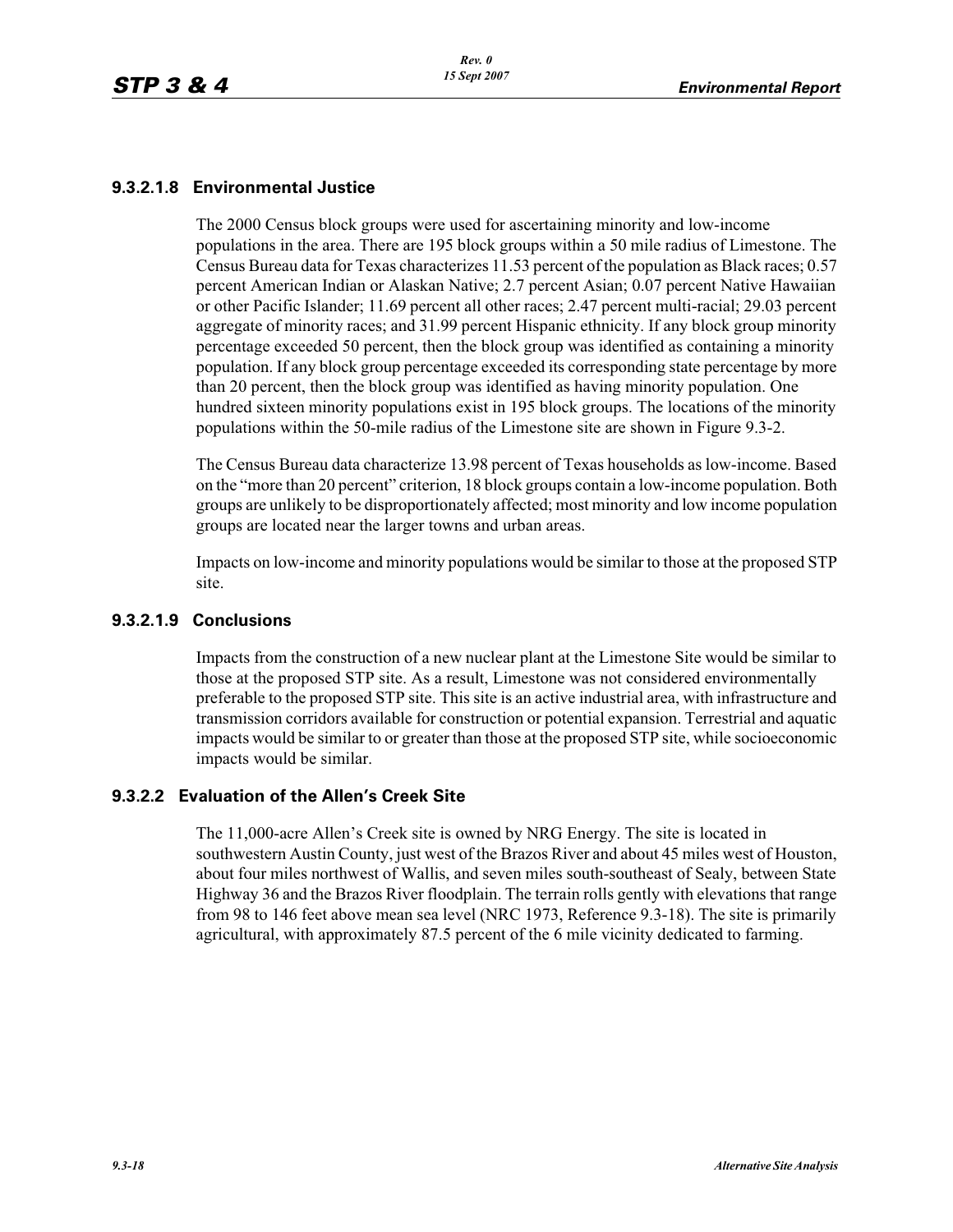#### 9.3.2.1.8 Environmental Justice

The 2000 Census block groups were used for ascertaining minority and low-income populations in the area. There are 195 block groups within a 50 mile radius of Limestone. The Census Bureau data for Texas characterizes 11.53 percent of the population as Black races; 0.57 percent American Indian or Alaskan Native; 2.7 percent Asian; 0.07 percent Native Hawaiian or other Pacific Islander; 11.69 percent all other races; 2.47 percent multi-racial; 29.03 percent aggregate of minority races; and 31.99 percent Hispanic ethnicity. If any block group minority percentage exceeded 50 percent, then the block group was identified as containing a minority population. If any block group percentage exceeded its corresponding state percentage by more than 20 percent, then the block group was identified as having minority population. One hundred sixteen minority populations exist in 195 block groups. The locations of the minority populations within the 50-mile radius of the Limestone site are shown in Figure 9.3-2.

The Census Bureau data characterize 13.98 percent of Texas households as low-income. Based on the "more than 20 percent" criterion, 18 block groups contain a low-income population. Both groups are unlikely to be disproportionately affected; most minority and low income population groups are located near the larger towns and urban areas.

Impacts on low-income and minority populations would be similar to those at the proposed STP site.

#### 9.3.2.1.9 Conclusions

Impacts from the construction of a new nuclear plant at the Limestone Site would be similar to those at the proposed STP site. As a result, Limestone was not considered environmentally preferable to the proposed STP site. This site is an active industrial area, with infrastructure and transmission corridors available for construction or potential expansion. Terrestrial and aquatic impacts would be similar to or greater than those at the proposed STP site, while socioeconomic impacts would be similar.

### 9.3.2.2 Evaluation of the Allen's Creek Site

The 11,000-acre Allen's Creek site is owned by NRG Energy. The site is located in southwestern Austin County, just west of the Brazos River and about 45 miles west of Houston, about four miles northwest of Wallis, and seven miles south-southeast of Sealy, between State Highway 36 and the Brazos River floodplain. The terrain rolls gently with elevations that range from 98 to 146 feet above mean sea level (NRC 1973, Reference 9.3-18). The site is primarily agricultural, with approximately 87.5 percent of the 6 mile vicinity dedicated to farming.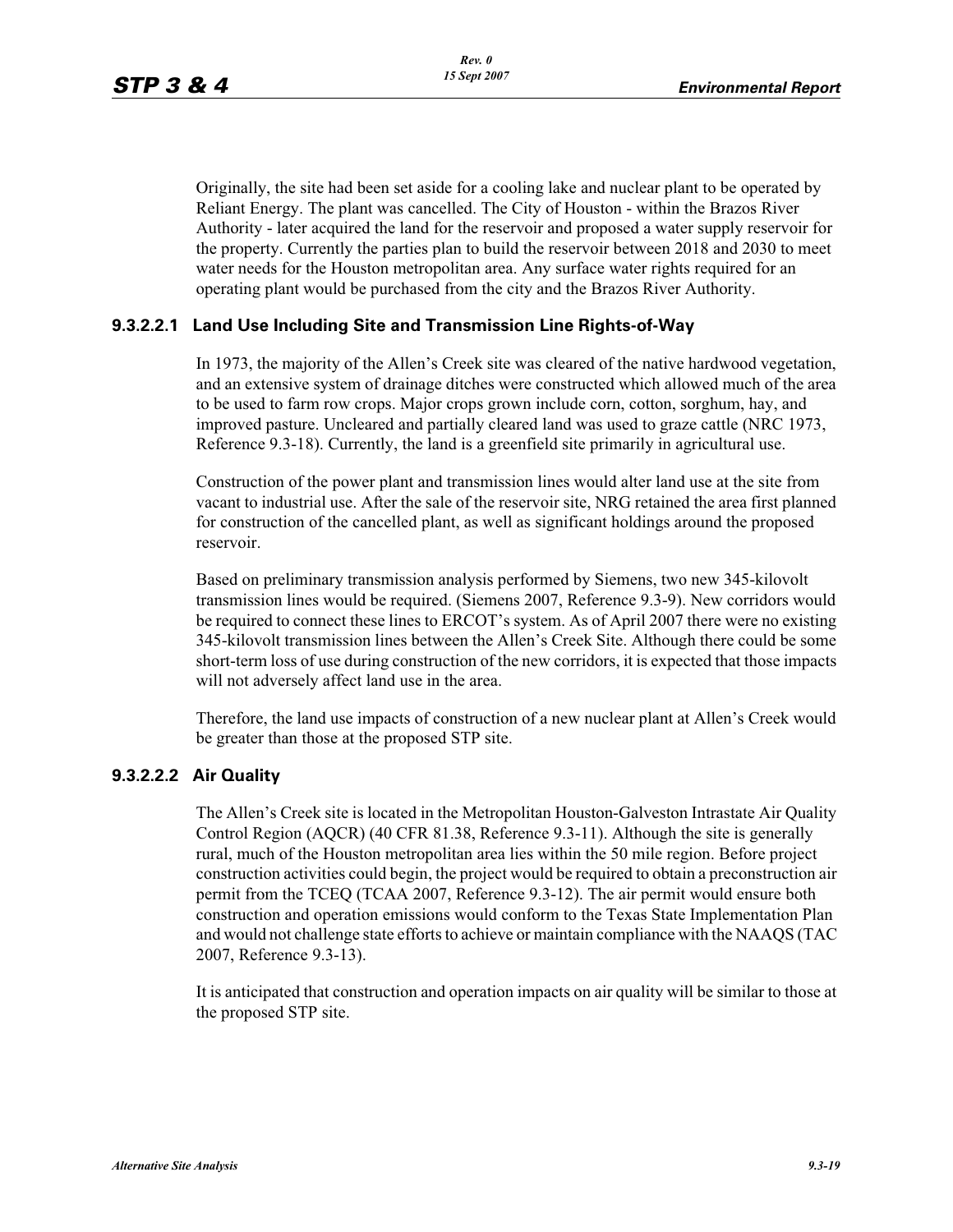Originally, the site had been set aside for a cooling lake and nuclear plant to be operated by Reliant Energy. The plant was cancelled. The City of Houston - within the Brazos River Authority - later acquired the land for the reservoir and proposed a water supply reservoir for the property. Currently the parties plan to build the reservoir between 2018 and 2030 to meet water needs for the Houston metropolitan area. Any surface water rights required for an operating plant would be purchased from the city and the Brazos River Authority.

### 9.3.2.2.1 Land Use Including Site and Transmission Line Rights-of-Way

In 1973, the majority of the Allen's Creek site was cleared of the native hardwood vegetation, and an extensive system of drainage ditches were constructed which allowed much of the area to be used to farm row crops. Major crops grown include corn, cotton, sorghum, hay, and improved pasture. Uncleared and partially cleared land was used to graze cattle (NRC 1973, Reference 9.3-18). Currently, the land is a greenfield site primarily in agricultural use.

Construction of the power plant and transmission lines would alter land use at the site from vacant to industrial use. After the sale of the reservoir site, NRG retained the area first planned for construction of the cancelled plant, as well as significant holdings around the proposed reservoir.

Based on preliminary transmission analysis performed by Siemens, two new 345-kilovolt transmission lines would be required. (Siemens 2007, Reference 9.3-9). New corridors would be required to connect these lines to ERCOT's system. As of April 2007 there were no existing 345-kilovolt transmission lines between the Allen's Creek Site. Although there could be some short-term loss of use during construction of the new corridors, it is expected that those impacts will not adversely affect land use in the area.

Therefore, the land use impacts of construction of a new nuclear plant at Allen's Creek would be greater than those at the proposed STP site.

### 9.3.2.2.2 Air Quality

The Allen's Creek site is located in the Metropolitan Houston-Galveston Intrastate Air Quality Control Region (AQCR) (40 CFR 81.38, Reference 9.3-11). Although the site is generally rural, much of the Houston metropolitan area lies within the 50 mile region. Before project construction activities could begin, the project would be required to obtain a preconstruction air permit from the TCEQ (TCAA 2007, Reference 9.3-12). The air permit would ensure both construction and operation emissions would conform to the Texas State Implementation Plan and would not challenge state efforts to achieve or maintain compliance with the NAAQS (TAC 2007, Reference 9.3-13).

It is anticipated that construction and operation impacts on air quality will be similar to those at the proposed STP site.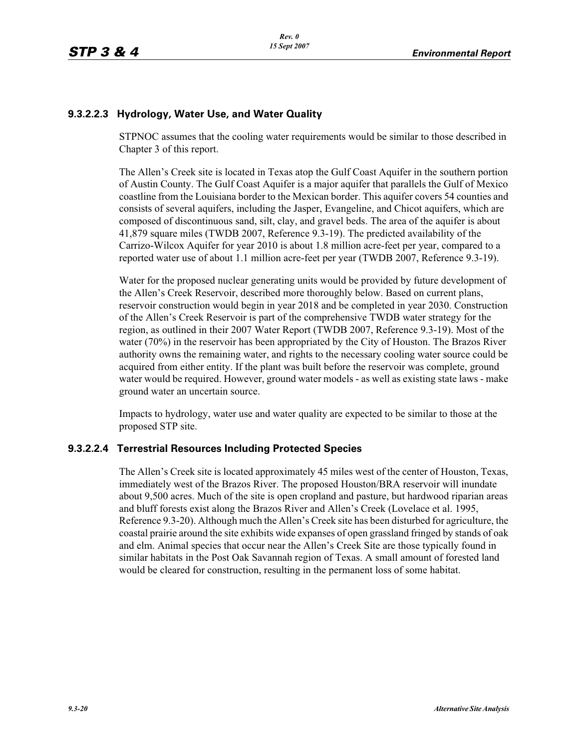### 9.3.2.2.3 Hydrology, Water Use, and Water Quality

STPNOC assumes that the cooling water requirements would be similar to those described in Chapter 3 of this report.

The Allen's Creek site is located in Texas atop the Gulf Coast Aquifer in the southern portion of Austin County. The Gulf Coast Aquifer is a major aquifer that parallels the Gulf of Mexico coastline from the Louisiana border to the Mexican border. This aquifer covers 54 counties and consists of several aquifers, including the Jasper, Evangeline, and Chicot aquifers, which are composed of discontinuous sand, silt, clay, and gravel beds. The area of the aquifer is about 41,879 square miles (TWDB 2007, Reference 9.3-19). The predicted availability of the Carrizo-Wilcox Aquifer for year 2010 is about 1.8 million acre-feet per year, compared to a reported water use of about 1.1 million acre-feet per year (TWDB 2007, Reference 9.3-19).

Water for the proposed nuclear generating units would be provided by future development of the Allen's Creek Reservoir, described more thoroughly below. Based on current plans, reservoir construction would begin in year 2018 and be completed in year 2030. Construction of the Allen's Creek Reservoir is part of the comprehensive TWDB water strategy for the region, as outlined in their 2007 Water Report (TWDB 2007, Reference 9.3-19). Most of the water (70%) in the reservoir has been appropriated by the City of Houston. The Brazos River authority owns the remaining water, and rights to the necessary cooling water source could be acquired from either entity. If the plant was built before the reservoir was complete, ground water would be required. However, ground water models - as well as existing state laws - make ground water an uncertain source.

Impacts to hydrology, water use and water quality are expected to be similar to those at the proposed STP site.

### 9.3.2.2.4 Terrestrial Resources Including Protected Species

The Allen's Creek site is located approximately 45 miles west of the center of Houston, Texas, immediately west of the Brazos River. The proposed Houston/BRA reservoir will inundate about 9,500 acres. Much of the site is open cropland and pasture, but hardwood riparian areas and bluff forests exist along the Brazos River and Allen's Creek (Lovelace et al. 1995, Reference 9.3-20). Although much the Allen's Creek site has been disturbed for agriculture, the coastal prairie around the site exhibits wide expanses of open grassland fringed by stands of oak and elm. Animal species that occur near the Allen's Creek Site are those typically found in similar habitats in the Post Oak Savannah region of Texas. A small amount of forested land would be cleared for construction, resulting in the permanent loss of some habitat.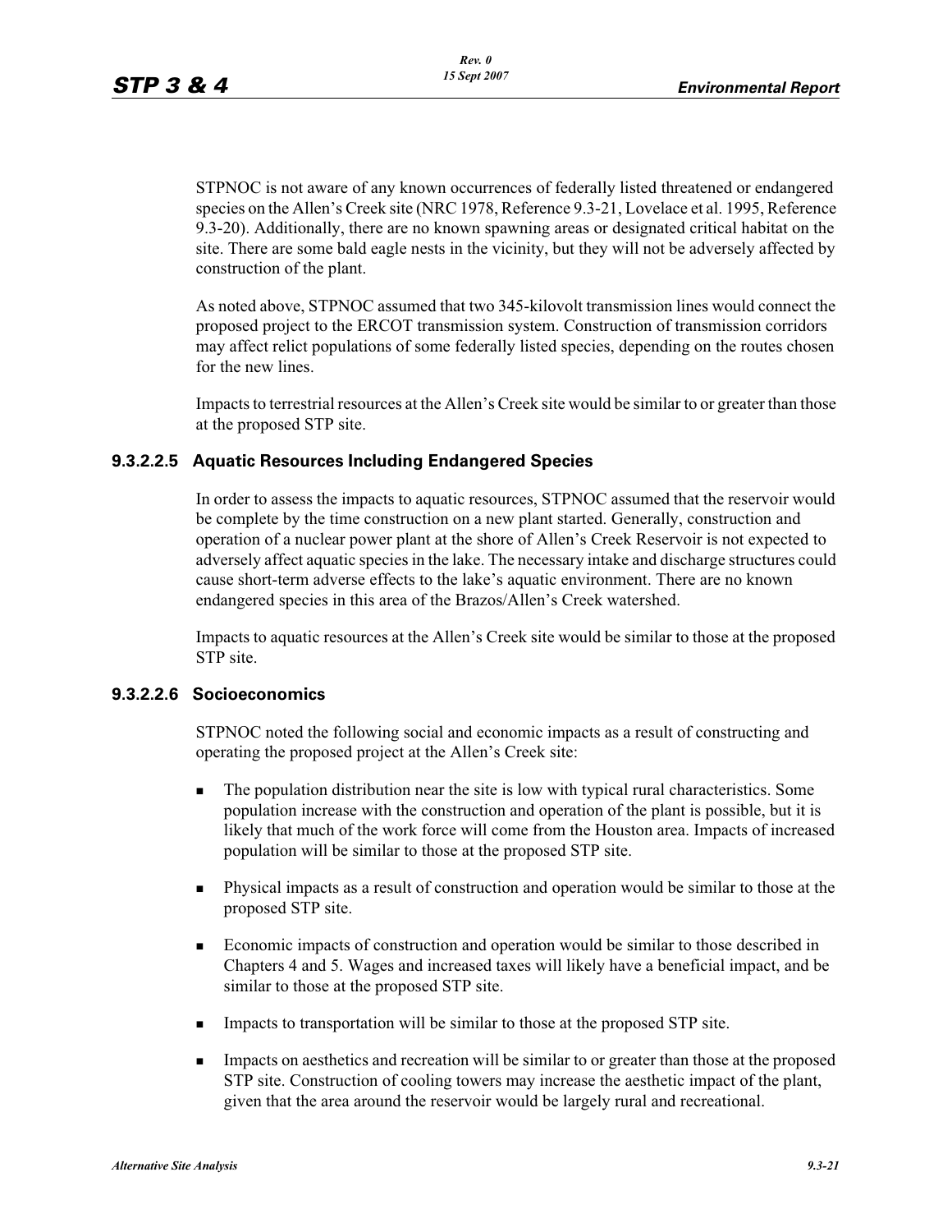STPNOC is not aware of any known occurrences of federally listed threatened or endangered species on the Allen's Creek site (NRC 1978, Reference 9.3-21, Lovelace et al. 1995, Reference 9.3-20). Additionally, there are no known spawning areas or designated critical habitat on the site. There are some bald eagle nests in the vicinity, but they will not be adversely affected by construction of the plant.

As noted above, STPNOC assumed that two 345-kilovolt transmission lines would connect the proposed project to the ERCOT transmission system. Construction of transmission corridors may affect relict populations of some federally listed species, depending on the routes chosen for the new lines.

Impacts to terrestrial resources at the Allen's Creek site would be similar to or greater than those at the proposed STP site.

#### 9.3.2.2.5 Aquatic Resources Including Endangered Species

In order to assess the impacts to aquatic resources, STPNOC assumed that the reservoir would be complete by the time construction on a new plant started. Generally, construction and operation of a nuclear power plant at the shore of Allen's Creek Reservoir is not expected to adversely affect aquatic species in the lake. The necessary intake and discharge structures could cause short-term adverse effects to the lake's aquatic environment. There are no known endangered species in this area of the Brazos/Allen's Creek watershed.

Impacts to aquatic resources at the Allen's Creek site would be similar to those at the proposed STP site.

#### 9.3.2.2.6 Socioeconomics

STPNOC noted the following social and economic impacts as a result of constructing and operating the proposed project at the Allen's Creek site:

- The population distribution near the site is low with typical rural characteristics. Some population increase with the construction and operation of the plant is possible, but it is likely that much of the work force will come from the Houston area. Impacts of increased population will be similar to those at the proposed STP site.
- Physical impacts as a result of construction and operation would be similar to those at the proposed STP site.
- Economic impacts of construction and operation would be similar to those described in Chapters 4 and 5. Wages and increased taxes will likely have a beneficial impact, and be similar to those at the proposed STP site.
- Impacts to transportation will be similar to those at the proposed STP site.
- Impacts on aesthetics and recreation will be similar to or greater than those at the proposed STP site. Construction of cooling towers may increase the aesthetic impact of the plant, given that the area around the reservoir would be largely rural and recreational.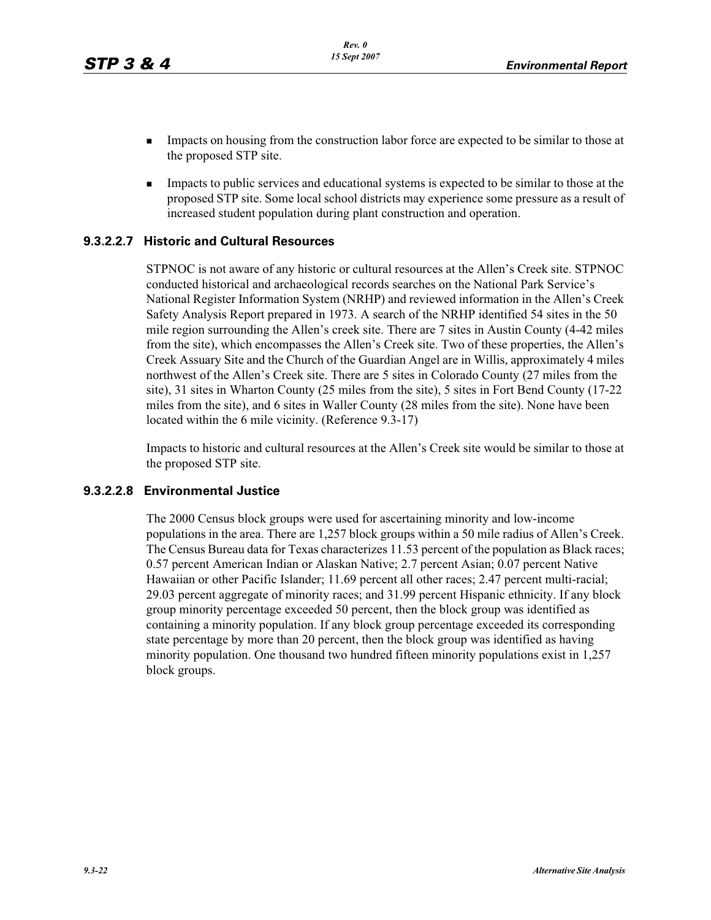- Impacts on housing from the construction labor force are expected to be similar to those at the proposed STP site.
- Impacts to public services and educational systems is expected to be similar to those at the proposed STP site. Some local school districts may experience some pressure as a result of increased student population during plant construction and operation.

#### 9.3.2.2.7 Historic and Cultural Resources

STPNOC is not aware of any historic or cultural resources at the Allen's Creek site. STPNOC conducted historical and archaeological records searches on the National Park Service's National Register Information System (NRHP) and reviewed information in the Allen's Creek Safety Analysis Report prepared in 1973. A search of the NRHP identified 54 sites in the 50 mile region surrounding the Allen's creek site. There are 7 sites in Austin County (4-42 miles from the site), which encompasses the Allen's Creek site. Two of these properties, the Allen's Creek Assuary Site and the Church of the Guardian Angel are in Willis, approximately 4 miles northwest of the Allen's Creek site. There are 5 sites in Colorado County (27 miles from the site), 31 sites in Wharton County (25 miles from the site), 5 sites in Fort Bend County (17-22 miles from the site), and 6 sites in Waller County (28 miles from the site). None have been located within the 6 mile vicinity. (Reference 9.3-17)

Impacts to historic and cultural resources at the Allen's Creek site would be similar to those at the proposed STP site.

#### 9.3.2.2.8 Environmental Justice

The 2000 Census block groups were used for ascertaining minority and low-income populations in the area. There are 1,257 block groups within a 50 mile radius of Allen's Creek. The Census Bureau data for Texas characterizes 11.53 percent of the population as Black races; 0.57 percent American Indian or Alaskan Native; 2.7 percent Asian; 0.07 percent Native Hawaiian or other Pacific Islander; 11.69 percent all other races; 2.47 percent multi-racial; 29.03 percent aggregate of minority races; and 31.99 percent Hispanic ethnicity. If any block group minority percentage exceeded 50 percent, then the block group was identified as containing a minority population. If any block group percentage exceeded its corresponding state percentage by more than 20 percent, then the block group was identified as having minority population. One thousand two hundred fifteen minority populations exist in 1,257 block groups.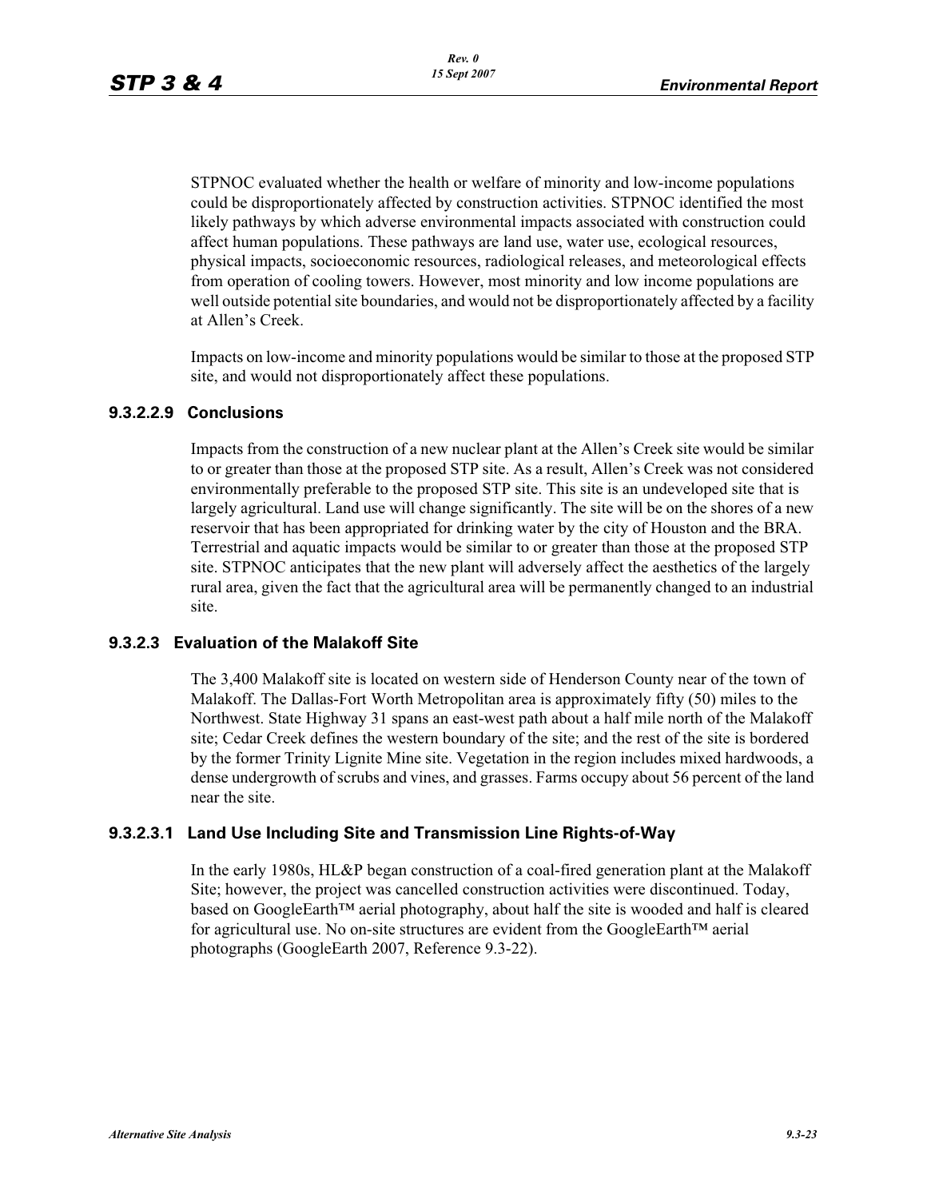STPNOC evaluated whether the health or welfare of minority and low-income populations could be disproportionately affected by construction activities. STPNOC identified the most likely pathways by which adverse environmental impacts associated with construction could affect human populations. These pathways are land use, water use, ecological resources, physical impacts, socioeconomic resources, radiological releases, and meteorological effects from operation of cooling towers. However, most minority and low income populations are well outside potential site boundaries, and would not be disproportionately affected by a facility at Allen's Creek.

Impacts on low-income and minority populations would be similar to those at the proposed STP site, and would not disproportionately affect these populations.

#### 9.3.2.2.9 Conclusions

Impacts from the construction of a new nuclear plant at the Allen's Creek site would be similar to or greater than those at the proposed STP site. As a result, Allen's Creek was not considered environmentally preferable to the proposed STP site. This site is an undeveloped site that is largely agricultural. Land use will change significantly. The site will be on the shores of a new reservoir that has been appropriated for drinking water by the city of Houston and the BRA. Terrestrial and aquatic impacts would be similar to or greater than those at the proposed STP site. STPNOC anticipates that the new plant will adversely affect the aesthetics of the largely rural area, given the fact that the agricultural area will be permanently changed to an industrial site.

### 9.3.2.3 Evaluation of the Malakoff Site

The 3,400 Malakoff site is located on western side of Henderson County near of the town of Malakoff. The Dallas-Fort Worth Metropolitan area is approximately fifty (50) miles to the Northwest. State Highway 31 spans an east-west path about a half mile north of the Malakoff site; Cedar Creek defines the western boundary of the site; and the rest of the site is bordered by the former Trinity Lignite Mine site. Vegetation in the region includes mixed hardwoods, a dense undergrowth of scrubs and vines, and grasses. Farms occupy about 56 percent of the land near the site.

#### 9.3.2.3.1 Land Use Including Site and Transmission Line Rights-of-Way

In the early 1980s, HL&P began construction of a coal-fired generation plant at the Malakoff Site; however, the project was cancelled construction activities were discontinued. Today, based on GoogleEarth™ aerial photography, about half the site is wooded and half is cleared for agricultural use. No on-site structures are evident from the GoogleEarth™ aerial photographs (GoogleEarth 2007, Reference 9.3-22).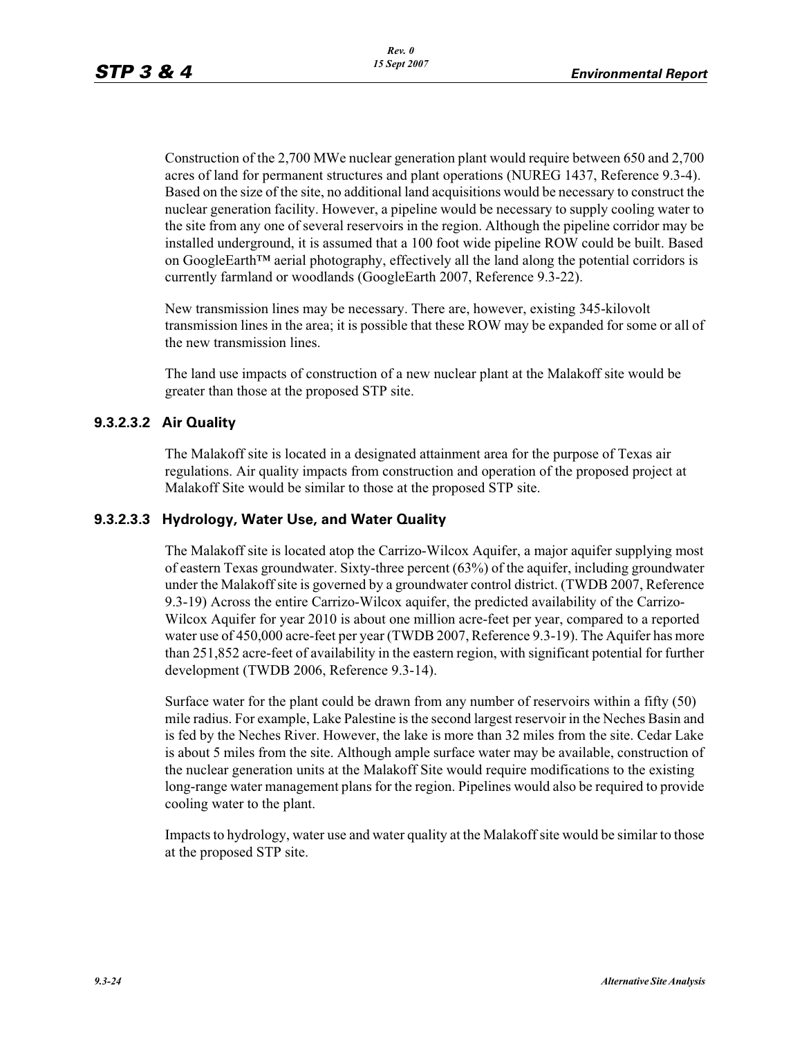Construction of the 2,700 MWe nuclear generation plant would require between 650 and 2,700 acres of land for permanent structures and plant operations (NUREG 1437, Reference 9.3-4). Based on the size of the site, no additional land acquisitions would be necessary to construct the nuclear generation facility. However, a pipeline would be necessary to supply cooling water to the site from any one of several reservoirs in the region. Although the pipeline corridor may be installed underground, it is assumed that a 100 foot wide pipeline ROW could be built. Based on GoogleEarth™ aerial photography, effectively all the land along the potential corridors is currently farmland or woodlands (GoogleEarth 2007, Reference 9.3-22).

New transmission lines may be necessary. There are, however, existing 345-kilovolt transmission lines in the area; it is possible that these ROW may be expanded for some or all of the new transmission lines.

The land use impacts of construction of a new nuclear plant at the Malakoff site would be greater than those at the proposed STP site.

#### 9.3.2.3.2 Air Quality

The Malakoff site is located in a designated attainment area for the purpose of Texas air regulations. Air quality impacts from construction and operation of the proposed project at Malakoff Site would be similar to those at the proposed STP site.

#### 9.3.2.3.3 Hydrology, Water Use, and Water Quality

The Malakoff site is located atop the Carrizo-Wilcox Aquifer, a major aquifer supplying most of eastern Texas groundwater. Sixty-three percent (63%) of the aquifer, including groundwater under the Malakoff site is governed by a groundwater control district. (TWDB 2007, Reference 9.3-19) Across the entire Carrizo-Wilcox aquifer, the predicted availability of the Carrizo-Wilcox Aquifer for year 2010 is about one million acre-feet per year, compared to a reported water use of 450,000 acre-feet per year (TWDB 2007, Reference 9.3-19). The Aquifer has more than 251,852 acre-feet of availability in the eastern region, with significant potential for further development (TWDB 2006, Reference 9.3-14).

Surface water for the plant could be drawn from any number of reservoirs within a fifty (50) mile radius. For example, Lake Palestine is the second largest reservoir in the Neches Basin and is fed by the Neches River. However, the lake is more than 32 miles from the site. Cedar Lake is about 5 miles from the site. Although ample surface water may be available, construction of the nuclear generation units at the Malakoff Site would require modifications to the existing long-range water management plans for the region. Pipelines would also be required to provide cooling water to the plant.

Impacts to hydrology, water use and water quality at the Malakoff site would be similar to those at the proposed STP site.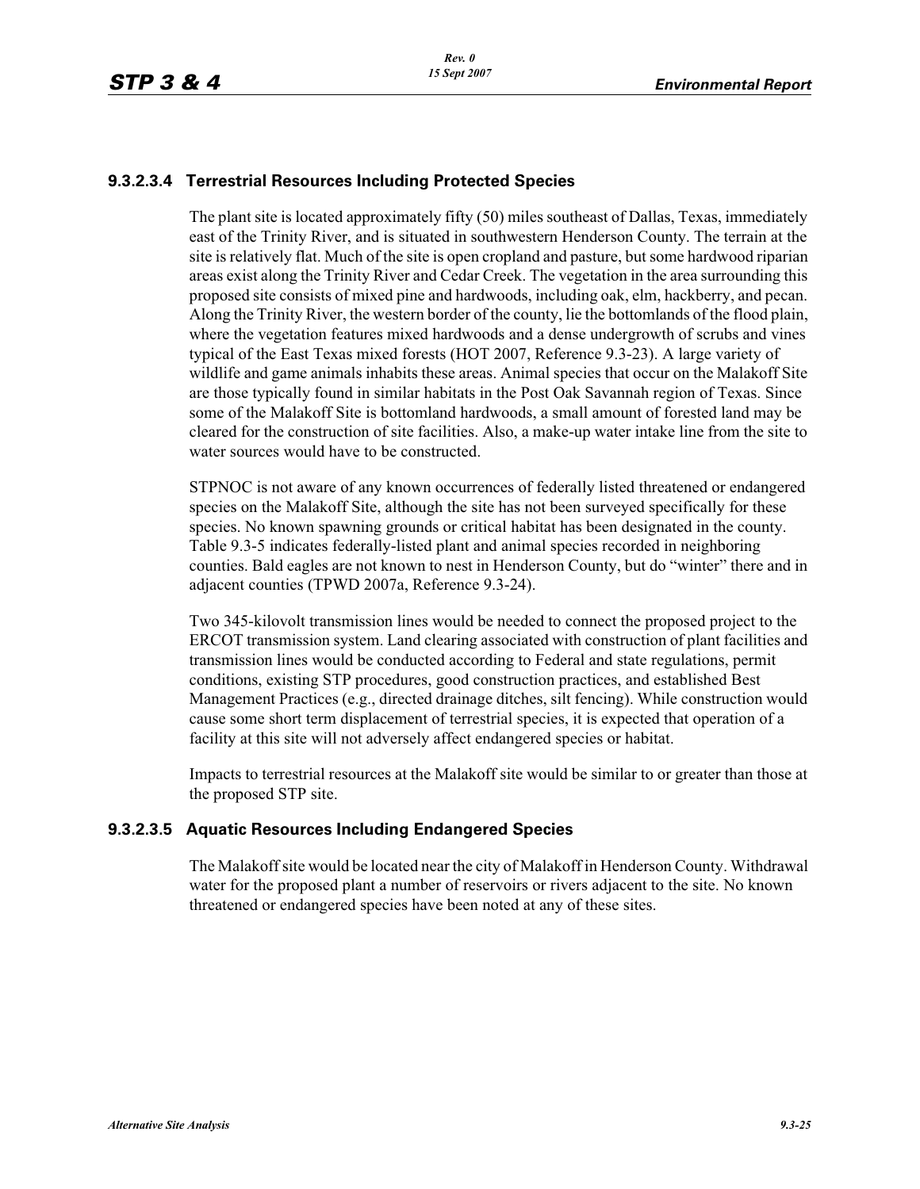#### 9.3.2.3.4 Terrestrial Resources Including Protected Species

The plant site is located approximately fifty (50) miles southeast of Dallas, Texas, immediately east of the Trinity River, and is situated in southwestern Henderson County. The terrain at the site is relatively flat. Much of the site is open cropland and pasture, but some hardwood riparian areas exist along the Trinity River and Cedar Creek. The vegetation in the area surrounding this proposed site consists of mixed pine and hardwoods, including oak, elm, hackberry, and pecan. Along the Trinity River, the western border of the county, lie the bottomlands of the flood plain, where the vegetation features mixed hardwoods and a dense undergrowth of scrubs and vines typical of the East Texas mixed forests (HOT 2007, Reference 9.3-23). A large variety of wildlife and game animals inhabits these areas. Animal species that occur on the Malakoff Site are those typically found in similar habitats in the Post Oak Savannah region of Texas. Since some of the Malakoff Site is bottomland hardwoods, a small amount of forested land may be cleared for the construction of site facilities. Also, a make-up water intake line from the site to water sources would have to be constructed.

STPNOC is not aware of any known occurrences of federally listed threatened or endangered species on the Malakoff Site, although the site has not been surveyed specifically for these species. No known spawning grounds or critical habitat has been designated in the county. Table 9.3-5 indicates federally-listed plant and animal species recorded in neighboring counties. Bald eagles are not known to nest in Henderson County, but do "winter" there and in adjacent counties (TPWD 2007a, Reference 9.3-24).

Two 345-kilovolt transmission lines would be needed to connect the proposed project to the ERCOT transmission system. Land clearing associated with construction of plant facilities and transmission lines would be conducted according to Federal and state regulations, permit conditions, existing STP procedures, good construction practices, and established Best Management Practices (e.g., directed drainage ditches, silt fencing). While construction would cause some short term displacement of terrestrial species, it is expected that operation of a facility at this site will not adversely affect endangered species or habitat.

Impacts to terrestrial resources at the Malakoff site would be similar to or greater than those at the proposed STP site.

#### 9.3.2.3.5 Aquatic Resources Including Endangered Species

The Malakoff site would be located near the city of Malakoff in Henderson County. Withdrawal water for the proposed plant a number of reservoirs or rivers adjacent to the site. No known threatened or endangered species have been noted at any of these sites.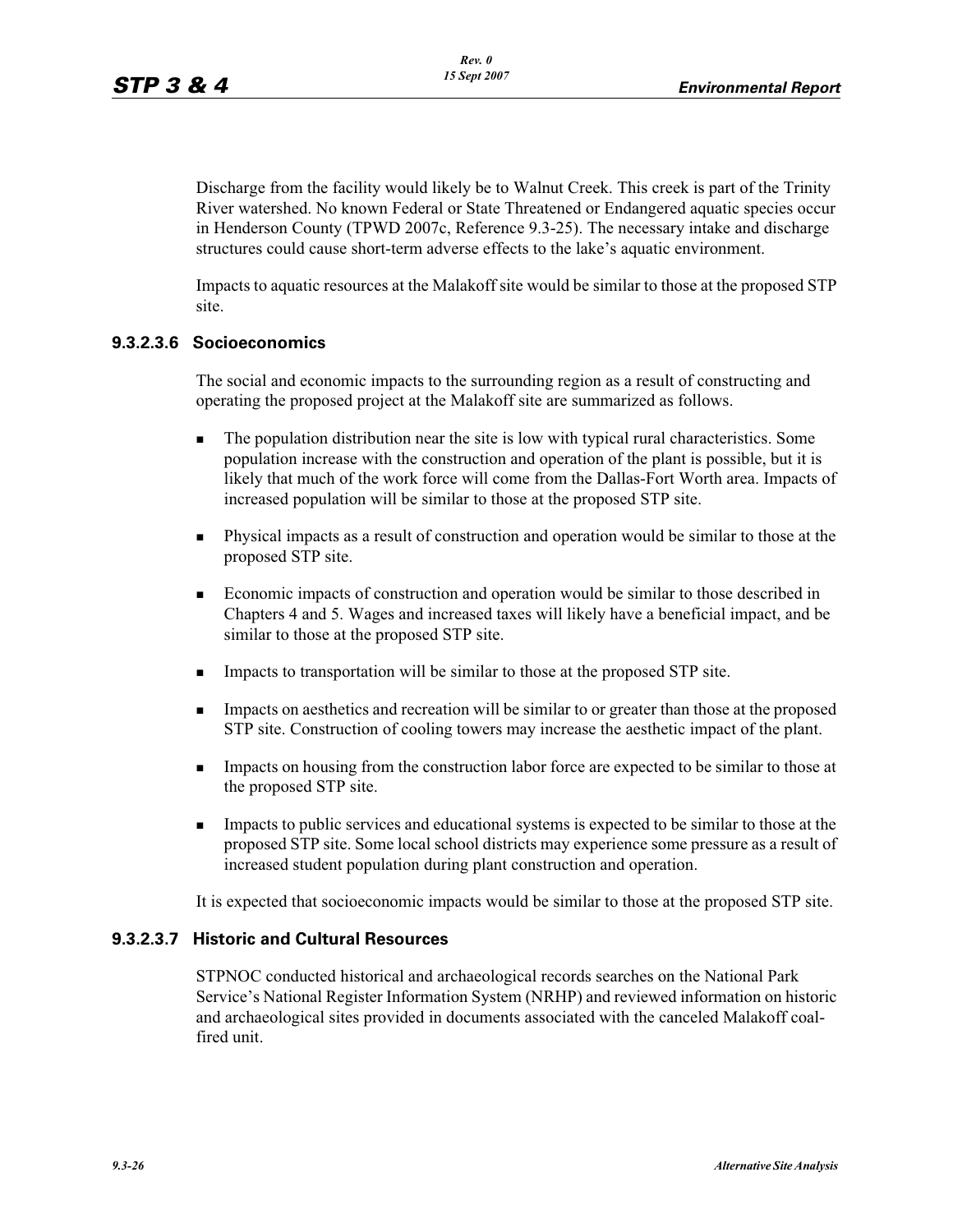Discharge from the facility would likely be to Walnut Creek. This creek is part of the Trinity River watershed. No known Federal or State Threatened or Endangered aquatic species occur in Henderson County (TPWD 2007c, Reference 9.3-25). The necessary intake and discharge structures could cause short-term adverse effects to the lake's aquatic environment.

Impacts to aquatic resources at the Malakoff site would be similar to those at the proposed STP site.

#### 9.3.2.3.6 Socioeconomics

The social and economic impacts to the surrounding region as a result of constructing and operating the proposed project at the Malakoff site are summarized as follows.

- The population distribution near the site is low with typical rural characteristics. Some population increase with the construction and operation of the plant is possible, but it is likely that much of the work force will come from the Dallas-Fort Worth area. Impacts of increased population will be similar to those at the proposed STP site.
- Physical impacts as a result of construction and operation would be similar to those at the proposed STP site.
- Economic impacts of construction and operation would be similar to those described in Chapters 4 and 5. Wages and increased taxes will likely have a beneficial impact, and be similar to those at the proposed STP site.
- Impacts to transportation will be similar to those at the proposed STP site.
- Impacts on aesthetics and recreation will be similar to or greater than those at the proposed STP site. Construction of cooling towers may increase the aesthetic impact of the plant.
- Impacts on housing from the construction labor force are expected to be similar to those at the proposed STP site.
- Impacts to public services and educational systems is expected to be similar to those at the proposed STP site. Some local school districts may experience some pressure as a result of increased student population during plant construction and operation.

It is expected that socioeconomic impacts would be similar to those at the proposed STP site.

#### 9.3.2.3.7 Historic and Cultural Resources

STPNOC conducted historical and archaeological records searches on the National Park Service's National Register Information System (NRHP) and reviewed information on historic and archaeological sites provided in documents associated with the canceled Malakoff coal-fired unit.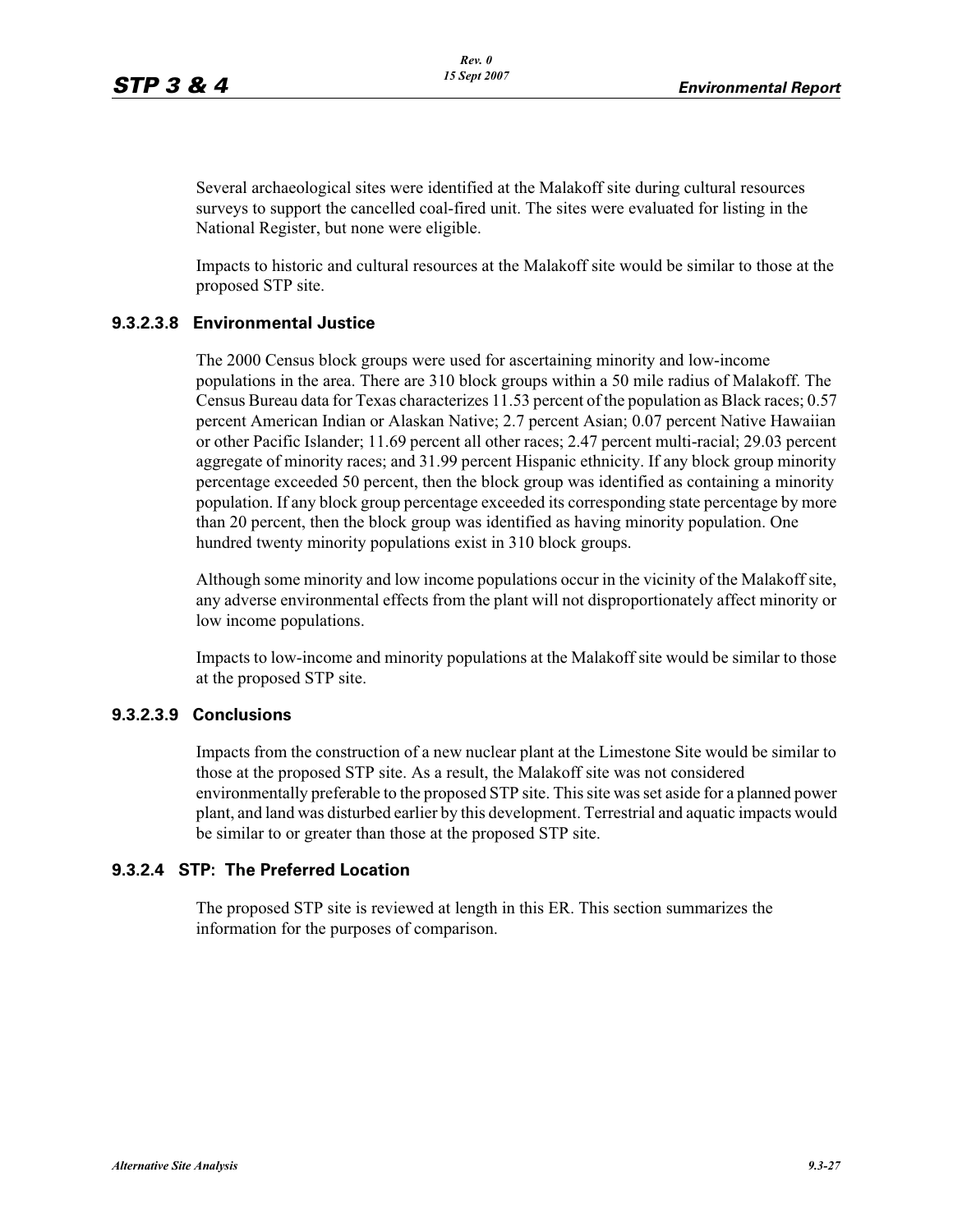Several archaeological sites were identified at the Malakoff site during cultural resources surveys to support the cancelled coal-fired unit. The sites were evaluated for listing in the National Register, but none were eligible.

Impacts to historic and cultural resources at the Malakoff site would be similar to those at the proposed STP site.

#### 9.3.2.3.8 Environmental Justice

The 2000 Census block groups were used for ascertaining minority and low-income populations in the area. There are 310 block groups within a 50 mile radius of Malakoff. The Census Bureau data for Texas characterizes 11.53 percent of the population as Black races; 0.57 percent American Indian or Alaskan Native; 2.7 percent Asian; 0.07 percent Native Hawaiian or other Pacific Islander; 11.69 percent all other races; 2.47 percent multi-racial; 29.03 percent aggregate of minority races; and 31.99 percent Hispanic ethnicity. If any block group minority percentage exceeded 50 percent, then the block group was identified as containing a minority population. If any block group percentage exceeded its corresponding state percentage by more than 20 percent, then the block group was identified as having minority population. One hundred twenty minority populations exist in 310 block groups.

Although some minority and low income populations occur in the vicinity of the Malakoff site, any adverse environmental effects from the plant will not disproportionately affect minority or low income populations.

Impacts to low-income and minority populations at the Malakoff site would be similar to those at the proposed STP site.

#### 9.3.2.3.9 Conclusions

Impacts from the construction of a new nuclear plant at the Limestone Site would be similar to those at the proposed STP site. As a result, the Malakoff site was not considered environmentally preferable to the proposed STP site. This site was set aside for a planned power plant, and land was disturbed earlier by this development. Terrestrial and aquatic impacts would be similar to or greater than those at the proposed STP site.

### 9.3.2.4 STP: The Preferred Location

The proposed STP site is reviewed at length in this ER. This section summarizes the information for the purposes of comparison.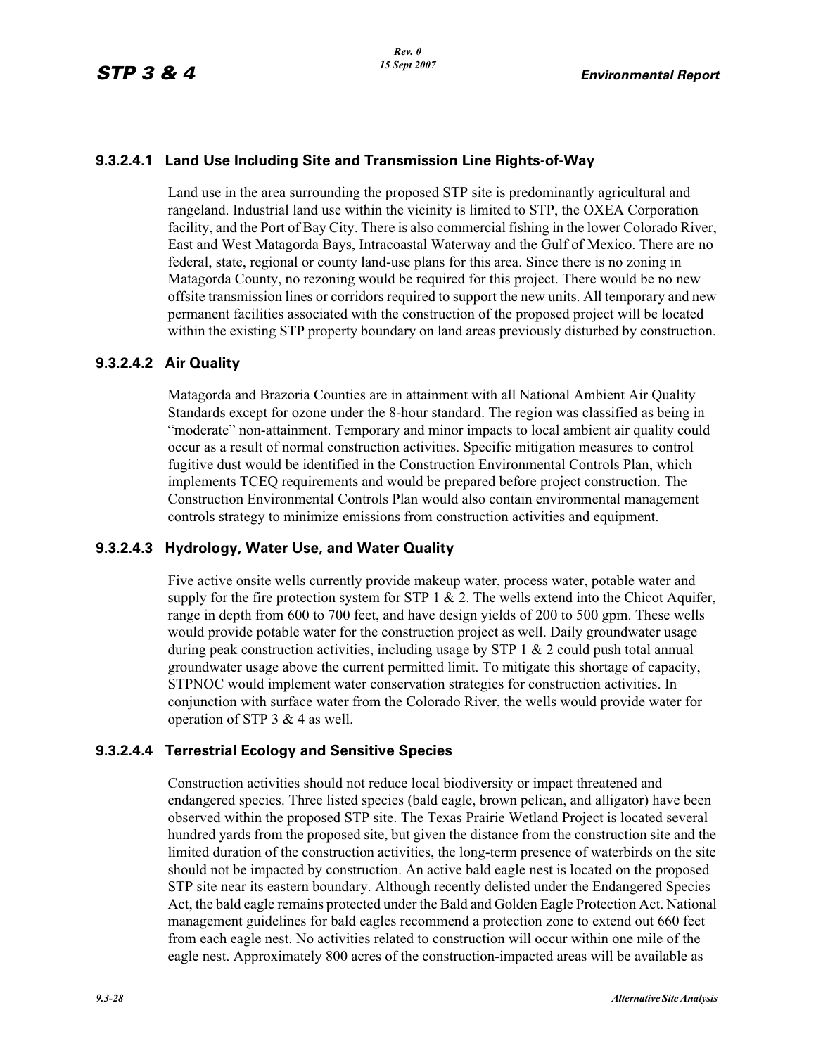#### 9.3.2.4.1 Land Use Including Site and Transmission Line Rights-of-Way

Land use in the area surrounding the proposed STP site is predominantly agricultural and rangeland. Industrial land use within the vicinity is limited to STP, the OXEA Corporation facility, and the Port of Bay City. There is also commercial fishing in the lower Colorado River, East and West Matagorda Bays, Intracoastal Waterway and the Gulf of Mexico. There are no federal, state, regional or county land-use plans for this area. Since there is no zoning in Matagorda County, no rezoning would be required for this project. There would be no new offsite transmission lines or corridors required to support the new units. All temporary and new permanent facilities associated with the construction of the proposed project will be located within the existing STP property boundary on land areas previously disturbed by construction.

#### 9.3.2.4.2 Air Quality

Matagorda and Brazoria Counties are in attainment with all National Ambient Air Quality Standards except for ozone under the 8-hour standard. The region was classified as being in "moderate" non-attainment. Temporary and minor impacts to local ambient air quality could occur as a result of normal construction activities. Specific mitigation measures to control fugitive dust would be identified in the Construction Environmental Controls Plan, which implements TCEQ requirements and would be prepared before project construction. The Construction Environmental Controls Plan would also contain environmental management controls strategy to minimize emissions from construction activities and equipment.

#### 9.3.2.4.3 Hydrology, Water Use, and Water Quality

Five active onsite wells currently provide makeup water, process water, potable water and supply for the fire protection system for STP 1 & 2. The wells extend into the Chicot Aquifer, range in depth from 600 to 700 feet, and have design yields of 200 to 500 gpm. These wells would provide potable water for the construction project as well. Daily groundwater usage during peak construction activities, including usage by STP 1 & 2 could push total annual groundwater usage above the current permitted limit. To mitigate this shortage of capacity, STPNOC would implement water conservation strategies for construction activities. In conjunction with surface water from the Colorado River, the wells would provide water for operation of STP 3 & 4 as well.

#### 9.3.2.4.4 Terrestrial Ecology and Sensitive Species

Construction activities should not reduce local biodiversity or impact threatened and endangered species. Three listed species (bald eagle, brown pelican, and alligator) have been observed within the proposed STP site. The Texas Prairie Wetland Project is located several hundred yards from the proposed site, but given the distance from the construction site and the limited duration of the construction activities, the long-term presence of waterbirds on the site should not be impacted by construction. An active bald eagle nest is located on the proposed STP site near its eastern boundary. Although recently delisted under the Endangered Species Act, the bald eagle remains protected under the Bald and Golden Eagle Protection Act. National management guidelines for bald eagles recommend a protection zone to extend out 660 feet from each eagle nest. No activities related to construction will occur within one mile of the eagle nest. Approximately 800 acres of the construction-impacted areas will be available as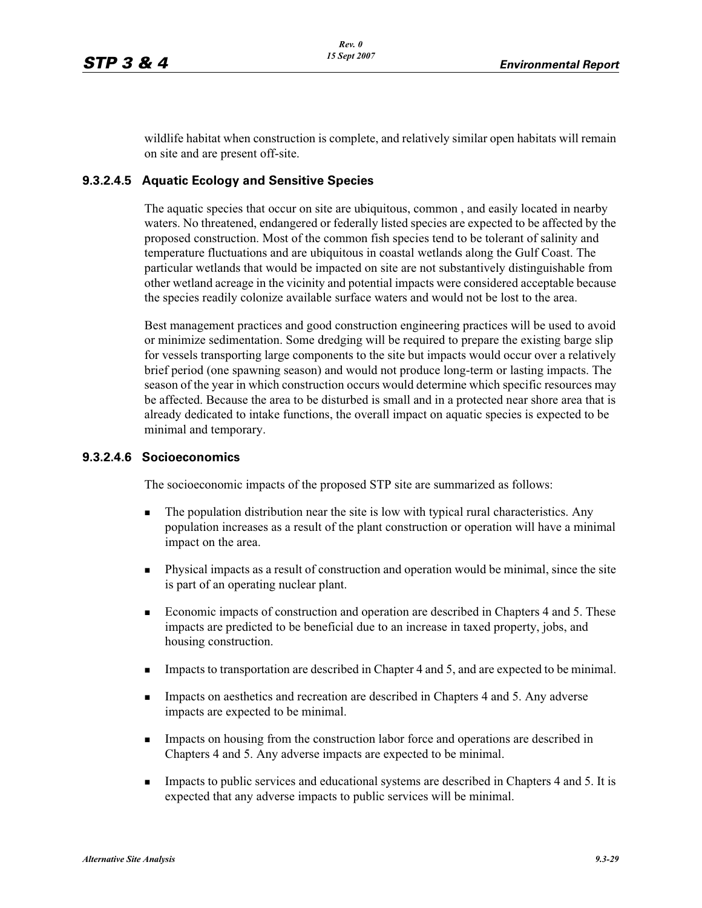wildlife habitat when construction is complete, and relatively similar open habitats will remain on site and are present off-site.

### 9.3.2.4.5 Aquatic Ecology and Sensitive Species

The aquatic species that occur on site are ubiquitous, common , and easily located in nearby waters. No threatened, endangered or federally listed species are expected to be affected by the proposed construction. Most of the common fish species tend to be tolerant of salinity and temperature fluctuations and are ubiquitous in coastal wetlands along the Gulf Coast. The particular wetlands that would be impacted on site are not substantively distinguishable from other wetland acreage in the vicinity and potential impacts were considered acceptable because the species readily colonize available surface waters and would not be lost to the area.

Best management practices and good construction engineering practices will be used to avoid or minimize sedimentation. Some dredging will be required to prepare the existing barge slip for vessels transporting large components to the site but impacts would occur over a relatively brief period (one spawning season) and would not produce long-term or lasting impacts. The season of the year in which construction occurs would determine which specific resources may be affected. Because the area to be disturbed is small and in a protected near shore area that is already dedicated to intake functions, the overall impact on aquatic species is expected to be minimal and temporary.

### 9.3.2.4.6 Socioeconomics

The socioeconomic impacts of the proposed STP site are summarized as follows:

- The population distribution near the site is low with typical rural characteristics. Any population increases as a result of the plant construction or operation will have a minimal impact on the area.
- Physical impacts as a result of construction and operation would be minimal, since the site is part of an operating nuclear plant.
- Economic impacts of construction and operation are described in Chapters 4 and 5. These impacts are predicted to be beneficial due to an increase in taxed property, jobs, and housing construction.
- Impacts to transportation are described in Chapter 4 and 5, and are expected to be minimal.
- Impacts on aesthetics and recreation are described in Chapters 4 and 5. Any adverse impacts are expected to be minimal.
- Impacts on housing from the construction labor force and operations are described in Chapters 4 and 5. Any adverse impacts are expected to be minimal.
- Impacts to public services and educational systems are described in Chapters 4 and 5. It is expected that any adverse impacts to public services will be minimal.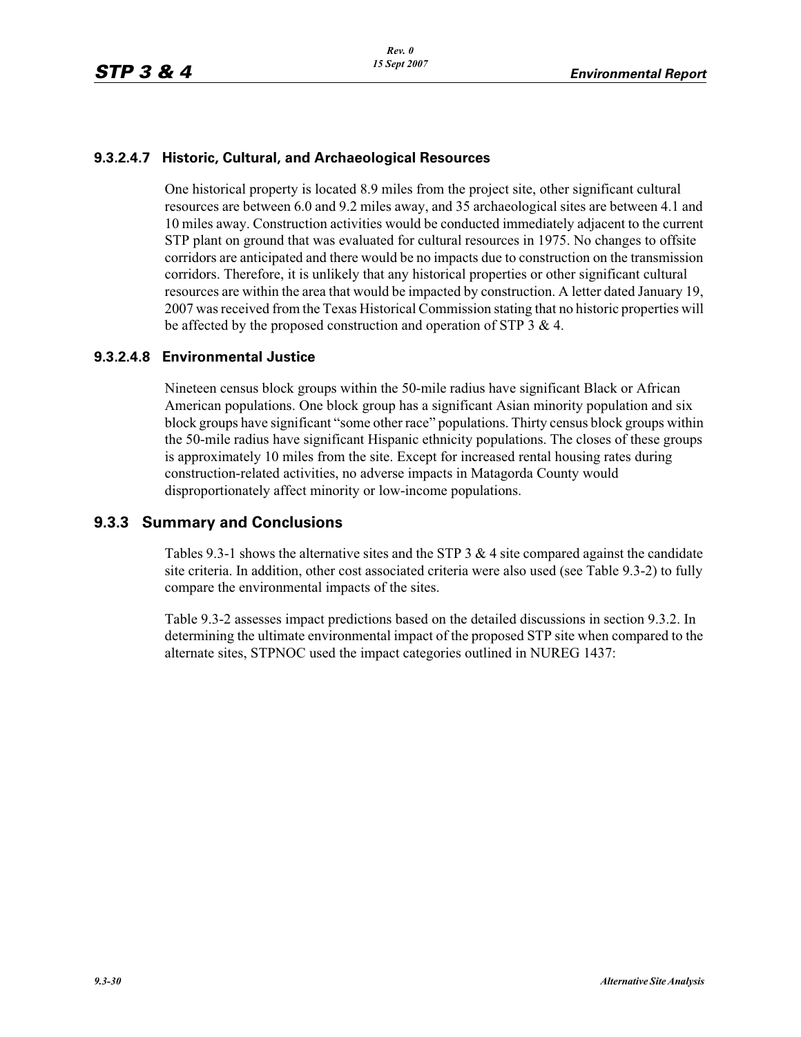#### 9.3.2.4.7 Historic, Cultural, and Archaeological Resources

One historical property is located 8.9 miles from the project site, other significant cultural resources are between 6.0 and 9.2 miles away, and 35 archaeological sites are between 4.1 and 10 miles away. Construction activities would be conducted immediately adjacent to the current STP plant on ground that was evaluated for cultural resources in 1975. No changes to offsite corridors are anticipated and there would be no impacts due to construction on the transmission corridors. Therefore, it is unlikely that any historical properties or other significant cultural resources are within the area that would be impacted by construction. A letter dated January 19, 2007 was received from the Texas Historical Commission stating that no historic properties will be affected by the proposed construction and operation of STP 3 & 4.

#### 9.3.2.4.8 Environmental Justice

Nineteen census block groups within the 50-mile radius have significant Black or African American populations. One block group has a significant Asian minority population and six block groups have significant "some other race" populations. Thirty census block groups within the 50-mile radius have significant Hispanic ethnicity populations. The closes of these groups is approximately 10 miles from the site. Except for increased rental housing rates during construction-related activities, no adverse impacts in Matagorda County would disproportionately affect minority or low-income populations.

### 9.3.3 Summary and Conclusions

Tables 9.3-1 shows the alternative sites and the STP 3 & 4 site compared against the candidate site criteria. In addition, other cost associated criteria were also used (see Table 9.3-2) to fully compare the environmental impacts of the sites.

Table 9.3-2 assesses impact predictions based on the detailed discussions in section 9.3.2. In determining the ultimate environmental impact of the proposed STP site when compared to the alternate sites, STPNOC used the impact categories outlined in NUREG 1437: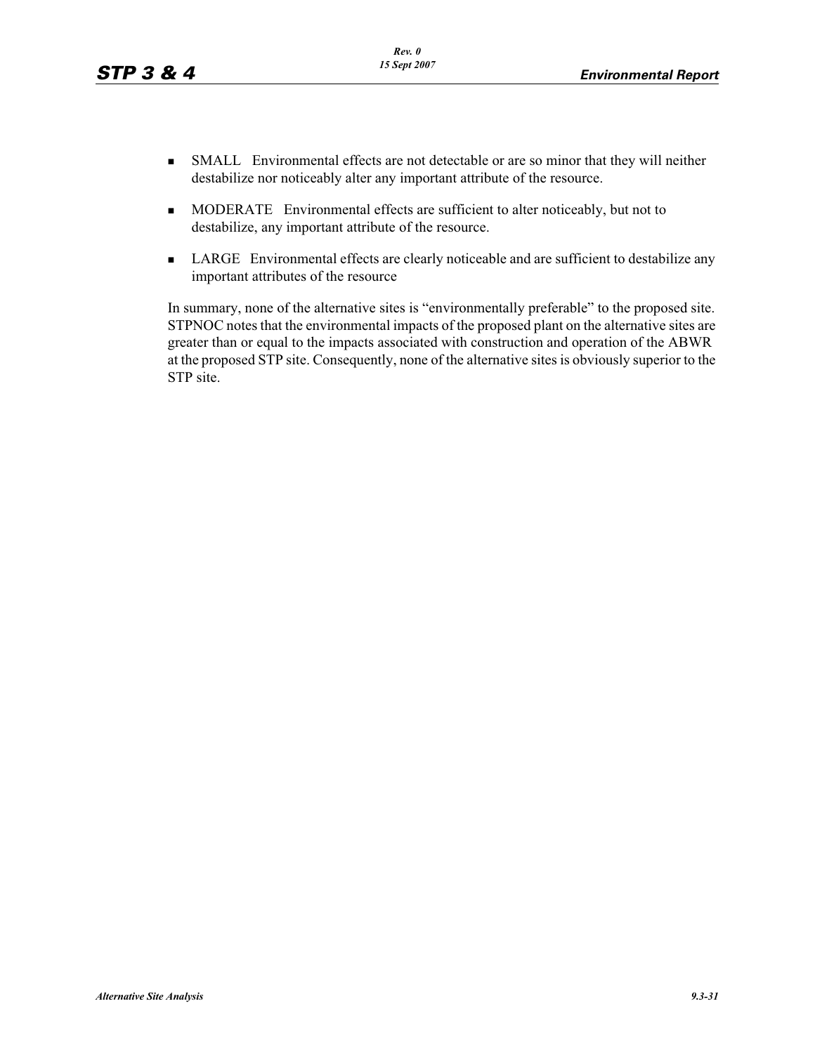- SMALL   Environmental effects are not detectable or are so minor that they will neither destabilize nor noticeably alter any important attribute of the resource.
- MODERATE   Environmental effects are sufficient to alter noticeably, but not to destabilize, any important attribute of the resource.
- LARGE   Environmental effects are clearly noticeable and are sufficient to destabilize any important attributes of the resource

In summary, none of the alternative sites is "environmentally preferable" to the proposed site. STPNOC notes that the environmental impacts of the proposed plant on the alternative sites are greater than or equal to the impacts associated with construction and operation of the ABWR at the proposed STP site. Consequently, none of the alternative sites is obviously superior to the STP site.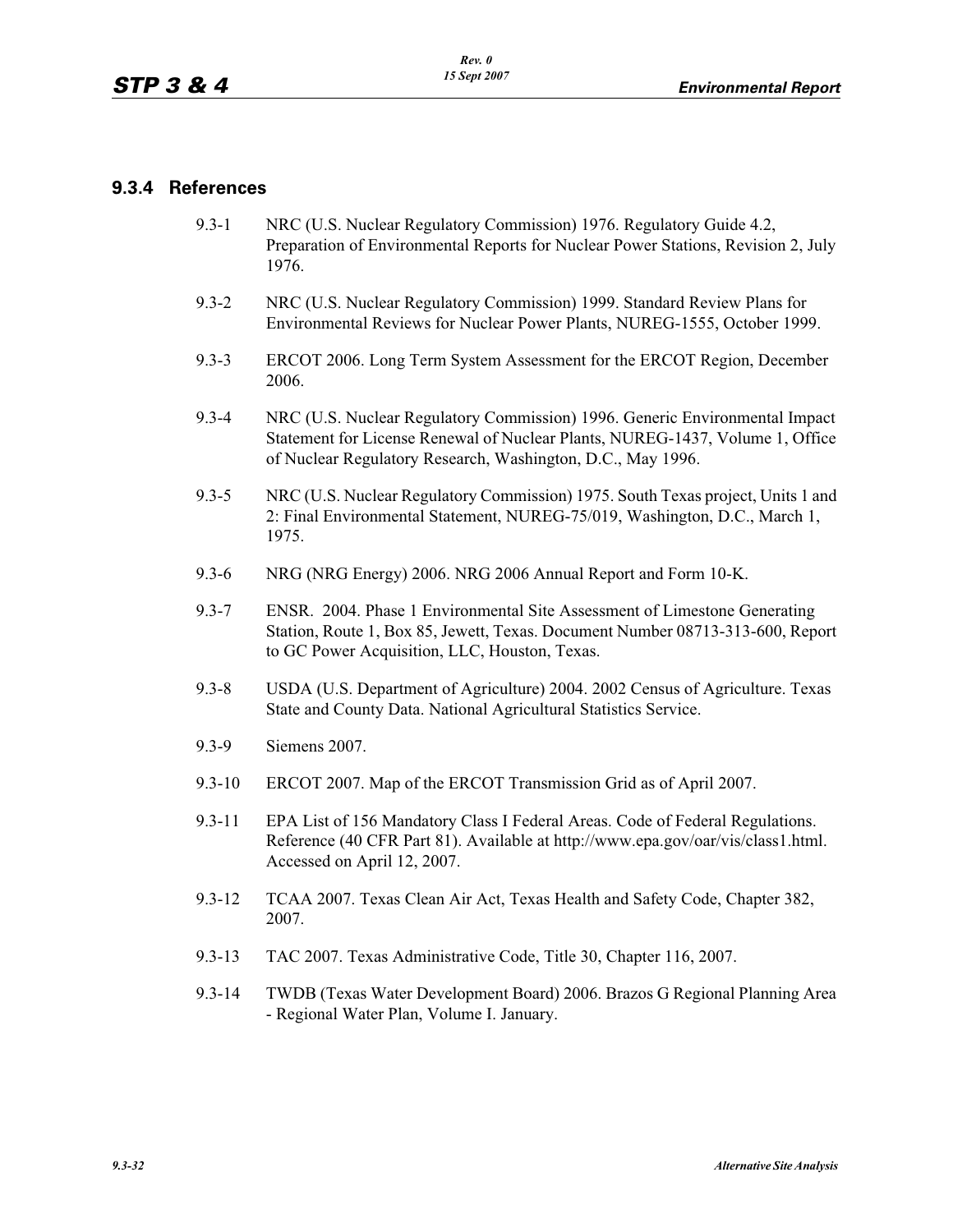### 9.3.4 References

9.3-1 NRC (U.S. Nuclear Regulatory Commission) 1976. Regulatory Guide 4.2, Preparation of Environmental Reports for Nuclear Power Stations, Revision 2, July 1976.

9.3-2 NRC (U.S. Nuclear Regulatory Commission) 1999. Standard Review Plans for Environmental Reviews for Nuclear Power Plants, NUREG-1555, October 1999.

9.3-3 ERCOT 2006. Long Term System Assessment for the ERCOT Region, December 2006.

9.3-4 NRC (U.S. Nuclear Regulatory Commission) 1996. Generic Environmental Impact Statement for License Renewal of Nuclear Plants, NUREG-1437, Volume 1, Office of Nuclear Regulatory Research, Washington, D.C., May 1996.

9.3-5 NRC (U.S. Nuclear Regulatory Commission) 1975. South Texas project, Units 1 and 2: Final Environmental Statement, NUREG-75/019, Washington, D.C., March 1, 1975.

9.3-6 NRG (NRG Energy) 2006. NRG 2006 Annual Report and Form 10-K.

9.3-7 ENSR. 2004. Phase 1 Environmental Site Assessment of Limestone Generating Station, Route 1, Box 85, Jewett, Texas. Document Number 08713-313-600, Report to GC Power Acquisition, LLC, Houston, Texas.

9.3-8 USDA (U.S. Department of Agriculture) 2004. 2002 Census of Agriculture. Texas State and County Data. National Agricultural Statistics Service.

9.3-9 Siemens 2007.

9.3-10 ERCOT 2007. Map of the ERCOT Transmission Grid as of April 2007.

9.3-11 EPA List of 156 Mandatory Class I Federal Areas. Code of Federal Regulations. Reference (40 CFR Part 81). Available at http://www.epa.gov/oar/vis/class1.html. Accessed on April 12, 2007.

9.3-12 TCAA 2007. Texas Clean Air Act, Texas Health and Safety Code, Chapter 382, 2007.

9.3-13 TAC 2007. Texas Administrative Code, Title 30, Chapter 116, 2007.

9.3-14 TWDB (Texas Water Development Board) 2006. Brazos G Regional Planning Area - Regional Water Plan, Volume I. January.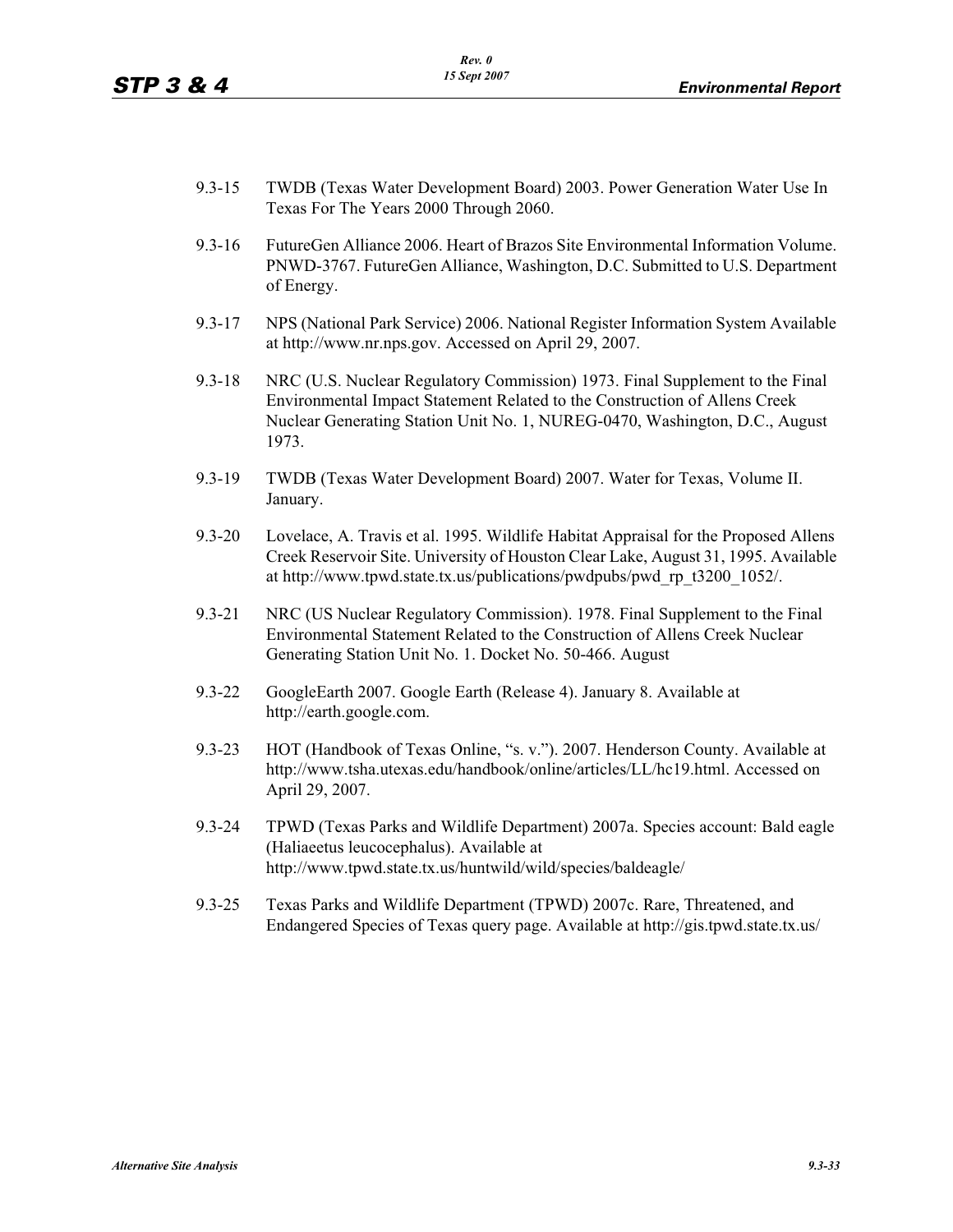9.3-15 TWDB (Texas Water Development Board) 2003. Power Generation Water Use In Texas For The Years 2000 Through 2060.

9.3-16 FutureGen Alliance 2006. Heart of Brazos Site Environmental Information Volume. PNWD-3767. FutureGen Alliance, Washington, D.C. Submitted to U.S. Department of Energy.

9.3-17 NPS (National Park Service) 2006. National Register Information System Available at http://www.nr.nps.gov. Accessed on April 29, 2007.

9.3-18 NRC (U.S. Nuclear Regulatory Commission) 1973. Final Supplement to the Final Environmental Impact Statement Related to the Construction of Allens Creek Nuclear Generating Station Unit No. 1, NUREG-0470, Washington, D.C., August 1973.

9.3-19 TWDB (Texas Water Development Board) 2007. Water for Texas, Volume II. January.

9.3-20 Lovelace, A. Travis et al. 1995. Wildlife Habitat Appraisal for the Proposed Allens Creek Reservoir Site. University of Houston Clear Lake, August 31, 1995. Available at http://www.tpwd.state.tx.us/publications/pwdpubs/pwd_rp_t3200_1052/.

9.3-21 NRC (US Nuclear Regulatory Commission). 1978. Final Supplement to the Final Environmental Statement Related to the Construction of Allens Creek Nuclear Generating Station Unit No. 1. Docket No. 50-466. August

9.3-22 GoogleEarth 2007. Google Earth (Release 4). January 8. Available at http://earth.google.com.

9.3-23 HOT (Handbook of Texas Online, "s. v."). 2007. Henderson County. Available at http://www.tsha.utexas.edu/handbook/online/articles/LL/hc19.html. Accessed on April 29, 2007.

9.3-24 TPWD (Texas Parks and Wildlife Department) 2007a. Species account: Bald eagle (Haliaeetus leucocephalus). Available at http://www.tpwd.state.tx.us/huntwild/wild/species/baldeagle/

9.3-25 Texas Parks and Wildlife Department (TPWD) 2007c. Rare, Threatened, and Endangered Species of Texas query page. Available at http://gis.tpwd.state.tx.us/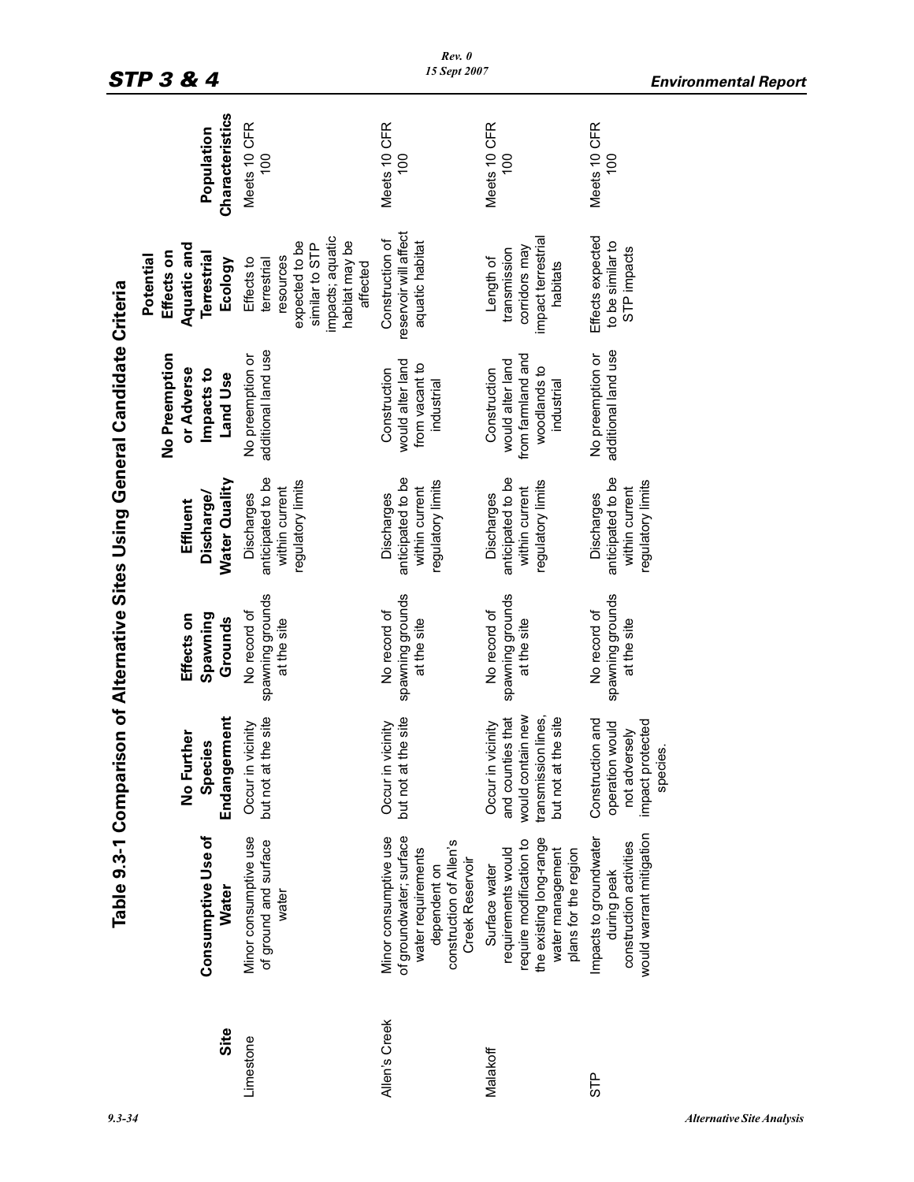## Table 9.3-1 Comparison of Alternative Sites Using General Candidate Criteria

| Site | Consumptive Use of Water | No Further Species Endangerment | Effects on Spawning Grounds | Effluent Discharge/ Water Quality | No Preemption or Adverse Impacts to Land Use | Potential Effects on Aquatic and Terrestrial Ecology | Population Characteristics |
|---|---|---|---|---|---|---|---|
| Limestone | Minor consumptive use of ground and surface water | Occur in vicinity but not at the site | No record of spawning grounds at the site | Discharges anticipated to be within current regulatory limits | No preemption or additional land use | Effects to terrestrial resources expected to be similar to STP impacts; aquatic habitat may be affected | Meets 10 CFR 100 |
| Allen's Creek | Minor consumptive use of groundwater; surface water requirements dependent on construction of Allen's Creek Reservoir | Occur in vicinity but not at the site | No record of spawning grounds at the site | Discharges anticipated to be within current regulatory limits | Construction would alter land from vacant to industrial | Construction of reservoir will affect aquatic habitat | Meets 10 CFR 100 |
| Malakoff | Surface water requirements would require modification to the existing long-range water management plans for the region | Occur in vicinity and counties that would contain new transmission lines, but not at the site | No record of spawning grounds at the site | Discharges anticipated to be within current regulatory limits | Construction would alter land from farmland and woodlands to industrial | Length of transmission corridors may impact terrestrial habitats | Meets 10 CFR 100 |
| STP | Impacts to groundwater during peak construction activities would warrant mitigation | Construction and operation would not adversely impact protected species. | No record of spawning grounds at the site | Discharges anticipated to be within current regulatory limits | No preemption or additional land use | Effects expected to be similar to STP impacts | Meets 10 CFR 100 |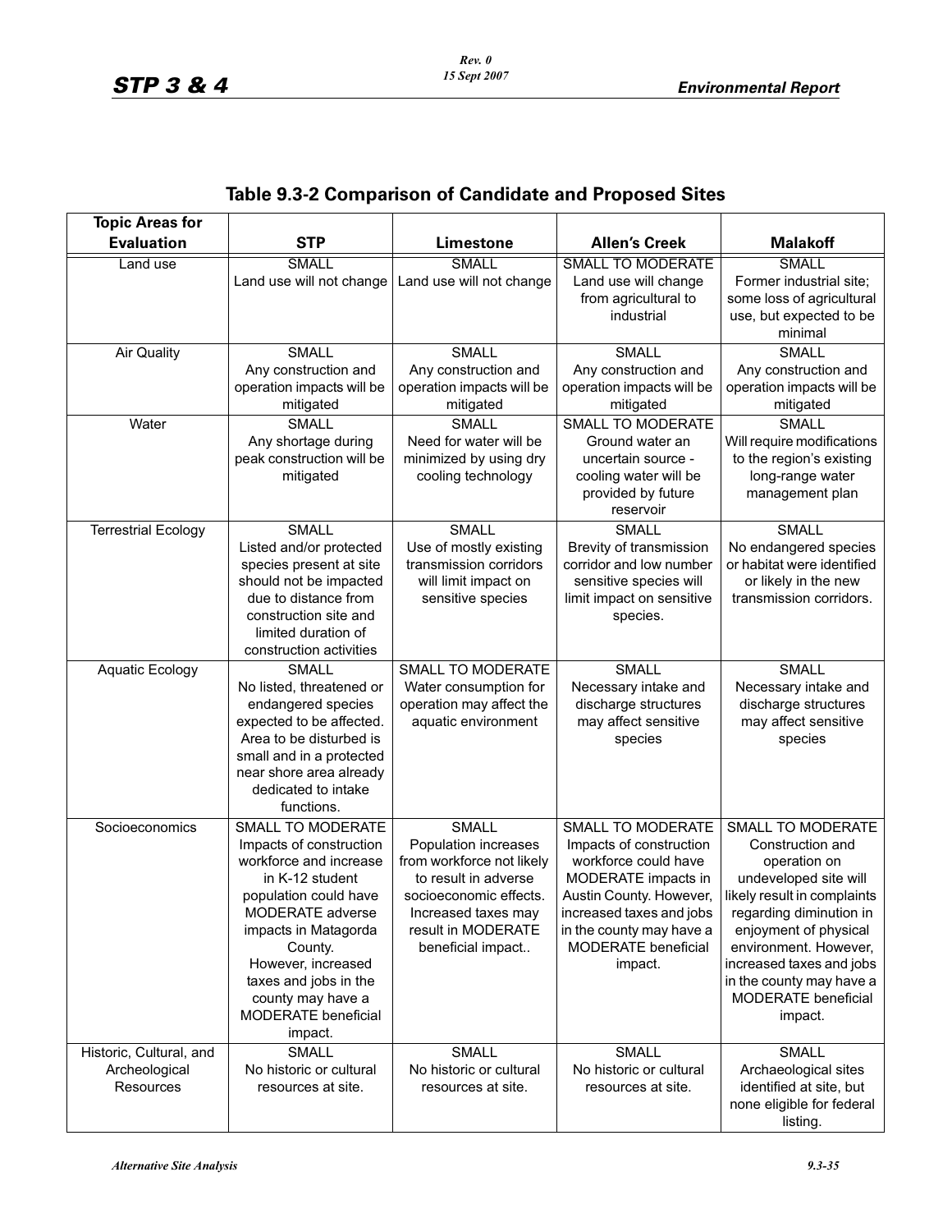## Table 9.3-2 Comparison of Candidate and Proposed Sites

| Topic Areas for Evaluation | STP | Limestone | Allen's Creek | Malakoff |
|---|---|---|---|---|
| Land use | SMALL<br>Land use will not change | SMALL<br>Land use will not change | SMALL TO MODERATE<br>Land use will change from agricultural to industrial | SMALL<br>Former industrial site; some loss of agricultural use, but expected to be minimal |
| Air Quality | SMALL<br>Any construction and operation impacts will be mitigated | SMALL<br>Any construction and operation impacts will be mitigated | SMALL<br>Any construction and operation impacts will be mitigated | SMALL<br>Any construction and operation impacts will be mitigated |
| Water | SMALL<br>Any shortage during peak construction will be mitigated | SMALL<br>Need for water will be minimized by using dry cooling technology | SMALL TO MODERATE<br>Ground water an uncertain source - cooling water will be provided by future reservoir | SMALL<br>Will require modifications to the region's existing long-range water management plan |
| Terrestrial Ecology | SMALL<br>Listed and/or protected species present at site should not be impacted due to distance from construction site and limited duration of construction activities | SMALL<br>Use of mostly existing transmission corridors will limit impact on sensitive species | SMALL<br>Brevity of transmission corridor and low number sensitive species will limit impact on sensitive species. | SMALL<br>No endangered species or habitat were identified or likely in the new transmission corridors. |
| Aquatic Ecology | SMALL<br>No listed, threatened or endangered species expected to be affected. Area to be disturbed is small and in a protected near shore area already dedicated to intake functions. | SMALL TO MODERATE<br>Water consumption for operation may affect the aquatic environment | SMALL<br>Necessary intake and discharge structures may affect sensitive species | SMALL<br>Necessary intake and discharge structures may affect sensitive species |
| Socioeconomics | SMALL TO MODERATE<br>Impacts of construction workforce and increase in K-12 student population could have MODERATE adverse impacts in Matagorda County.<br>However, increased taxes and jobs in the county may have a MODERATE beneficial impact. | SMALL<br>Population increases from workforce not likely to result in adverse socioeconomic effects. Increased taxes may result in MODERATE beneficial impact.. | SMALL TO MODERATE<br>Impacts of construction workforce could have MODERATE impacts in Austin County. However, increased taxes and jobs in the county may have a MODERATE beneficial impact. | SMALL TO MODERATE<br>Construction and operation on undeveloped site will likely result in complaints regarding diminution in enjoyment of physical environment. However, increased taxes and jobs in the county may have a MODERATE beneficial impact. |
| Historic, Cultural, and Archeological Resources | SMALL<br>No historic or cultural resources at site. | SMALL<br>No historic or cultural resources at site. | SMALL<br>No historic or cultural resources at site. | SMALL<br>Archaeological sites identified at site, but none eligible for federal listing. |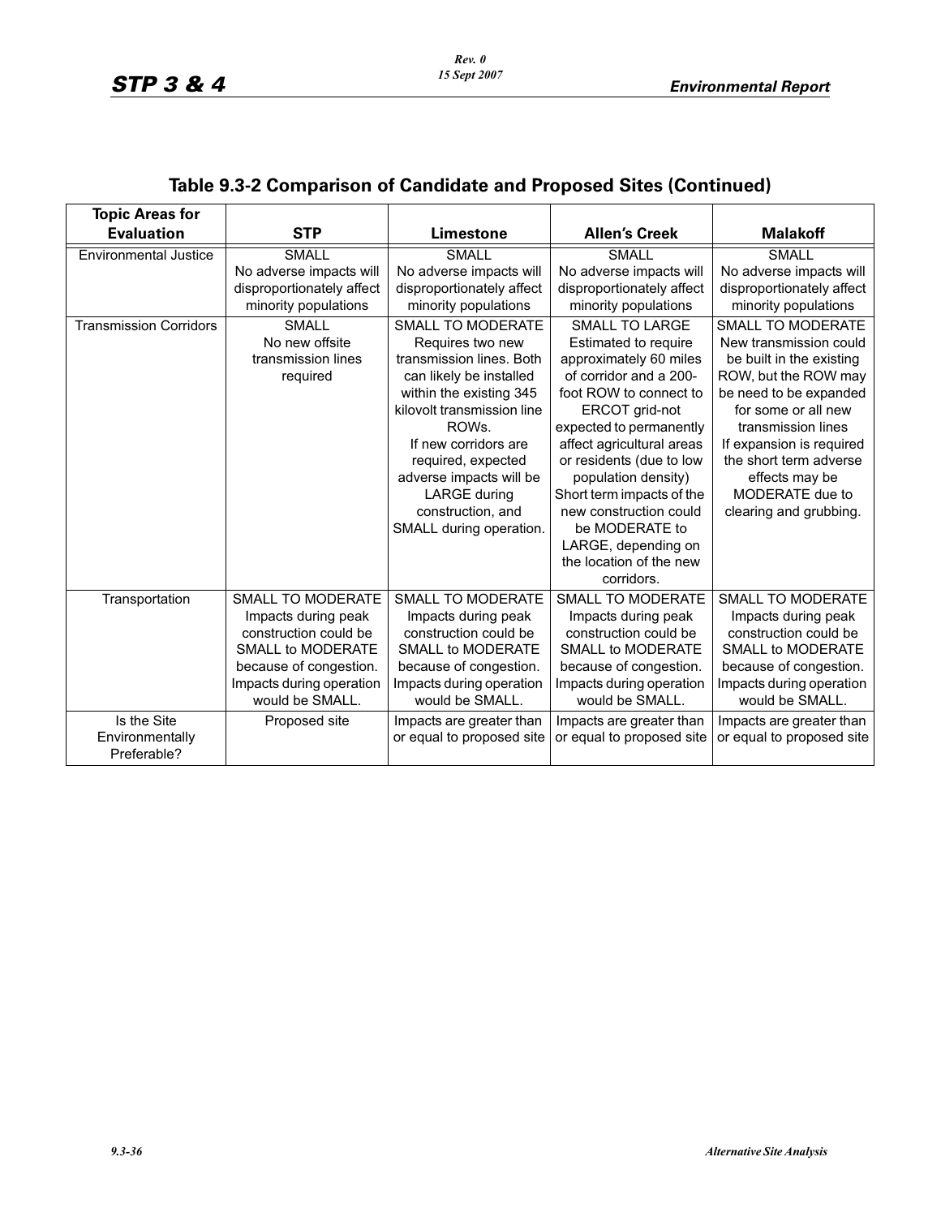## Table 9.3-2 Comparison of Candidate and Proposed Sites (Continued)

| Topic Areas for Evaluation | STP | Limestone | Allen's Creek | Malakoff |
|---|---|---|---|---|
| Environmental Justice | SMALL<br>No adverse impacts will disproportionately affect minority populations | SMALL<br>No adverse impacts will disproportionately affect minority populations | SMALL<br>No adverse impacts will disproportionately affect minority populations | SMALL<br>No adverse impacts will disproportionately affect minority populations |
| Transmission Corridors | SMALL<br>No new offsite transmission lines required | SMALL TO MODERATE<br>Requires two new transmission lines. Both can likely be installed within the existing 345 kilovolt transmission line ROWs.<br>If new corridors are required, expected adverse impacts will be LARGE during construction, and SMALL during operation. | SMALL TO LARGE<br>Estimated to require approximately 60 miles of corridor and a 200-foot ROW to connect to ERCOT grid-not expected to permanently affect agricultural areas or residents (due to low population density)<br>Short term impacts of the new construction could be MODERATE to LARGE, depending on the location of the new corridors. | SMALL TO MODERATE<br>New transmission could be built in the existing ROW, but the ROW may be need to be expanded for some or all new transmission lines<br>If expansion is required the short term adverse effects may be MODERATE due to clearing and grubbing. |
| Transportation | SMALL TO MODERATE<br>Impacts during peak construction could be SMALL to MODERATE because of congestion. Impacts during operation would be SMALL. | SMALL TO MODERATE<br>Impacts during peak construction could be SMALL to MODERATE because of congestion. Impacts during operation would be SMALL. | SMALL TO MODERATE<br>Impacts during peak construction could be SMALL to MODERATE because of congestion. Impacts during operation would be SMALL. | SMALL TO MODERATE<br>Impacts during peak construction could be SMALL to MODERATE because of congestion. Impacts during operation would be SMALL. |
| Is the Site Environmentally Preferable? | Proposed site | Impacts are greater than or equal to proposed site | Impacts are greater than or equal to proposed site | Impacts are greater than or equal to proposed site |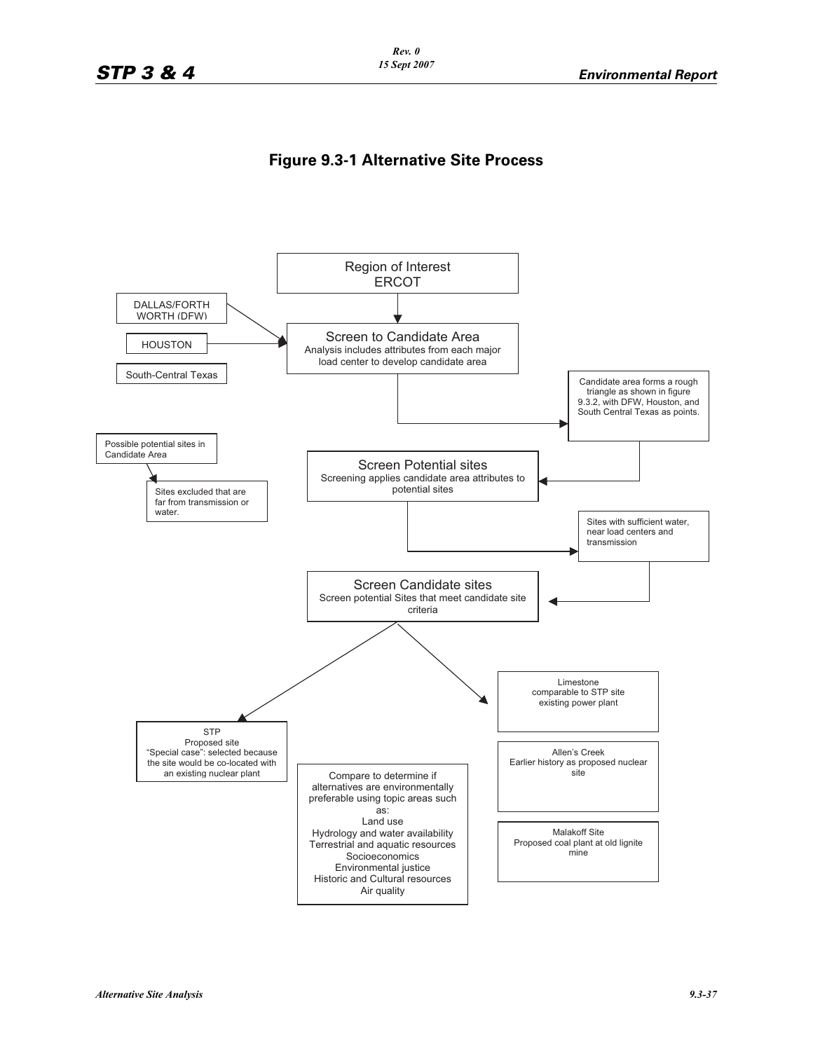# Figure 9.3-1 Alternative Site Process

Region of Interest
ERCOT

DALLAS/FORTH WORTH (DFW)

HOUSTON

South-Central Texas

Screen to Candidate Area
Analysis includes attributes from each major load center to develop candidate area

Candidate area forms a rough triangle as shown in figure 9.3.2, with DFW, Houston, and South Central Texas as points.

Possible potential sites in Candidate Area

Sites excluded that are far from transmission or water.

Screen Potential sites
Screening applies candidate area attributes to potential sites

Sites with sufficient water, near load centers and transmission

Screen Candidate sites
Screen potential Sites that meet candidate site criteria

STP
Proposed site
"Special case": selected because the site would be co-located with an existing nuclear plant

Limestone
comparable to STP site
existing power plant

Allen's Creek
Earlier history as proposed nuclear site

Malakoff Site
Proposed coal plant at old lignite mine

Compare to determine if alternatives are environmentally preferable using topic areas such as:
Land use
Hydrology and water availability
Terrestrial and aquatic resources
Socioeconomics
Environmental justice
Historic and Cultural resources
Air quality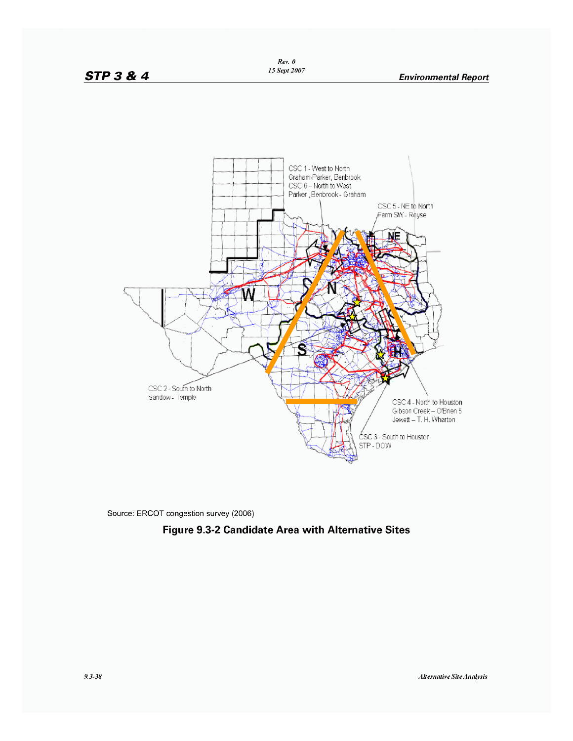CSC 1 - West to North
Graham-Parker, Benbrook
CSC 6 – North to West
Parker , Benbrook - Graham

CSC 5 - NE to North
Farm SW - Royse

NE

W

N

S

H

CSC 2 - South to North
Sandow - Temple

CSC 4 - North to Houston
Gibson Creek – O'Brien 5
Jewett – T. H. Wharton

CSC 3 - South to Houston
STP - DOW

Source: ERCOT congestion survey (2006)

**Figure 9.3-2 Candidate Area with Alternative Sites**